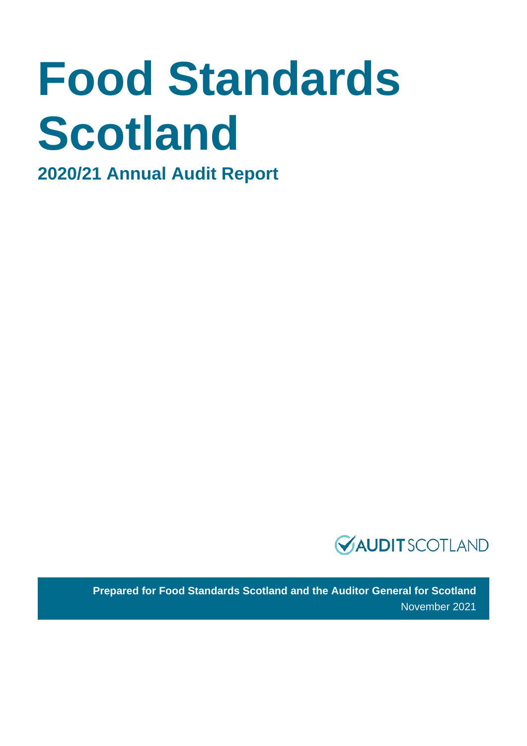# Food Standards Scotland

## 2020/21 Annual Audit Report

AUDIT SCOTLAND

**Prepared for Food Standards Scotland and the Auditor General for Scotland**

November 2021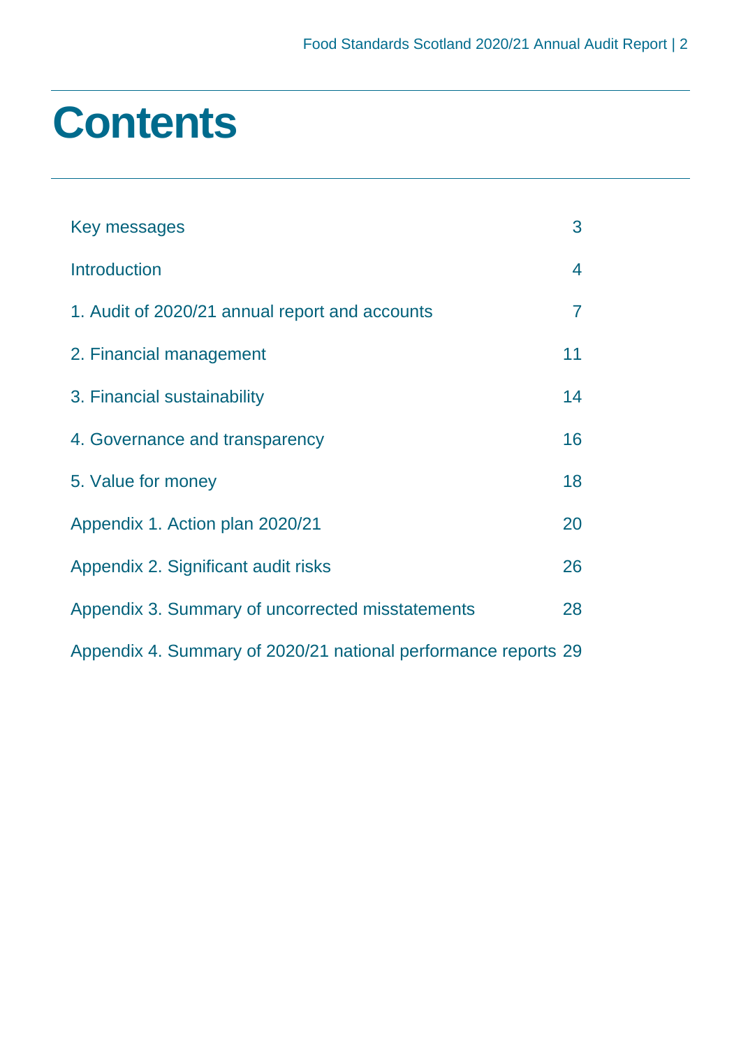# Contents

| | |
|---|---|
| Key messages | 3 |
| Introduction | 4 |
| 1. Audit of 2020/21 annual report and accounts | 7 |
| 2. Financial management | 11 |
| 3. Financial sustainability | 14 |
| 4. Governance and transparency | 16 |
| 5. Value for money | 18 |
| Appendix 1. Action plan 2020/21 | 20 |
| Appendix 2. Significant audit risks | 26 |
| Appendix 3. Summary of uncorrected misstatements | 28 |
| Appendix 4. Summary of 2020/21 national performance reports | 29 |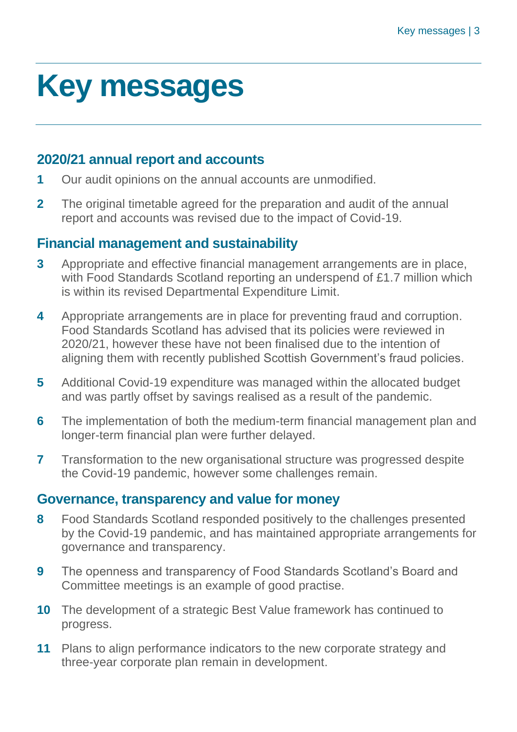# Key messages

## 2020/21 annual report and accounts

1. Our audit opinions on the annual accounts are unmodified.
2. The original timetable agreed for the preparation and audit of the annual report and accounts was revised due to the impact of Covid-19.

## Financial management and sustainability

3. Appropriate and effective financial management arrangements are in place, with Food Standards Scotland reporting an underspend of £1.7 million which is within its revised Departmental Expenditure Limit.
4. Appropriate arrangements are in place for preventing fraud and corruption. Food Standards Scotland has advised that its policies were reviewed in 2020/21, however these have not been finalised due to the intention of aligning them with recently published Scottish Government's fraud policies.
5. Additional Covid-19 expenditure was managed within the allocated budget and was partly offset by savings realised as a result of the pandemic.
6. The implementation of both the medium-term financial management plan and longer-term financial plan were further delayed.
7. Transformation to the new organisational structure was progressed despite the Covid-19 pandemic, however some challenges remain.

## Governance, transparency and value for money

8. Food Standards Scotland responded positively to the challenges presented by the Covid-19 pandemic, and has maintained appropriate arrangements for governance and transparency.
9. The openness and transparency of Food Standards Scotland's Board and Committee meetings is an example of good practise.
10. The development of a strategic Best Value framework has continued to progress.
11. Plans to align performance indicators to the new corporate strategy and three-year corporate plan remain in development.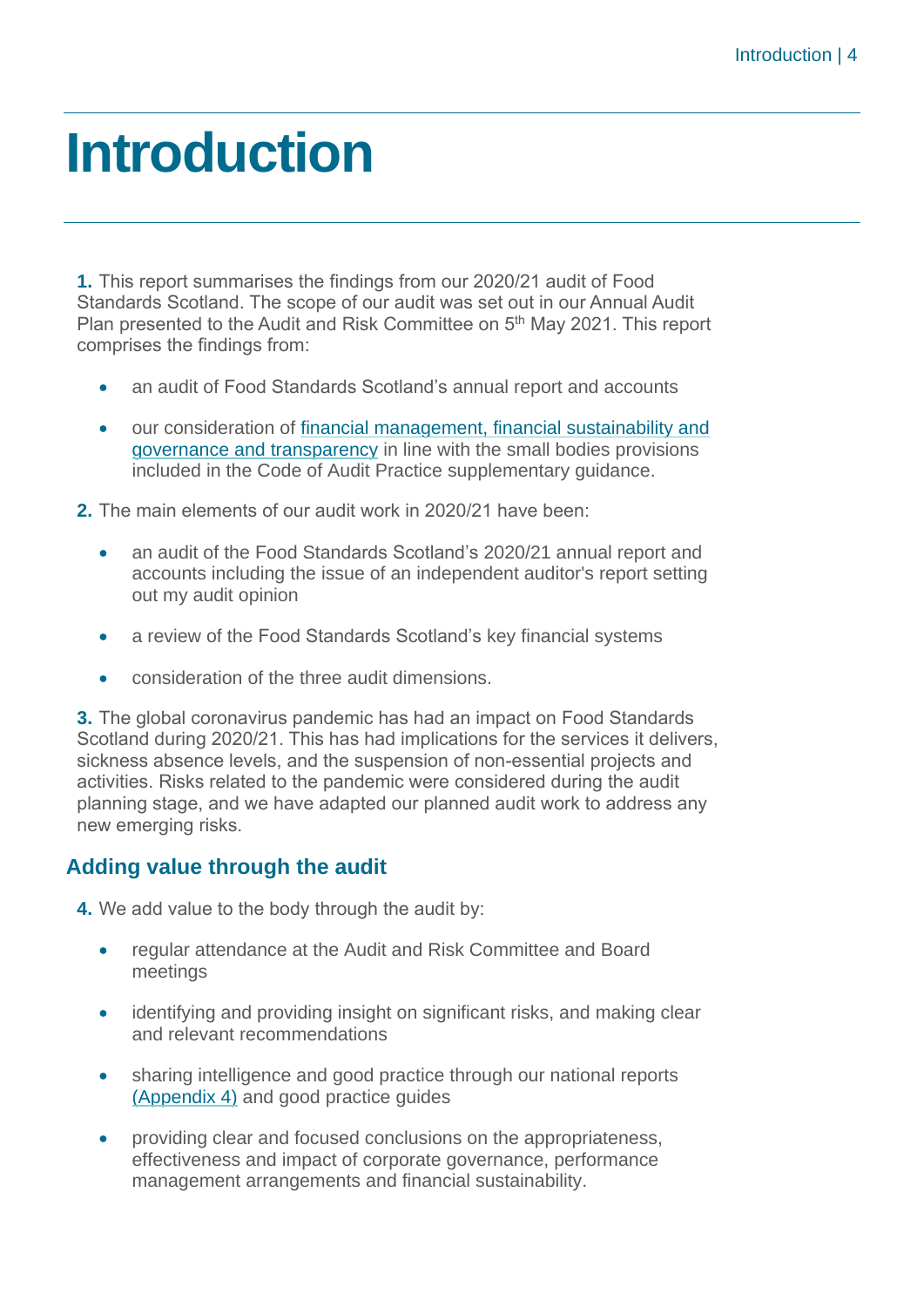# Introduction

**1.** This report summarises the findings from our 2020/21 audit of Food Standards Scotland. The scope of our audit was set out in our Annual Audit Plan presented to the Audit and Risk Committee on 5th May 2021. This report comprises the findings from:

- an audit of Food Standards Scotland's annual report and accounts
- our consideration of financial management, financial sustainability and governance and transparency in line with the small bodies provisions included in the Code of Audit Practice supplementary guidance.

**2.** The main elements of our audit work in 2020/21 have been:

- an audit of the Food Standards Scotland's 2020/21 annual report and accounts including the issue of an independent auditor's report setting out my audit opinion
- a review of the Food Standards Scotland's key financial systems
- consideration of the three audit dimensions.

**3.** The global coronavirus pandemic has had an impact on Food Standards Scotland during 2020/21. This has had implications for the services it delivers, sickness absence levels, and the suspension of non-essential projects and activities. Risks related to the pandemic were considered during the audit planning stage, and we have adapted our planned audit work to address any new emerging risks.

## Adding value through the audit

**4.** We add value to the body through the audit by:

- regular attendance at the Audit and Risk Committee and Board meetings
- identifying and providing insight on significant risks, and making clear and relevant recommendations
- sharing intelligence and good practice through our national reports (Appendix 4) and good practice guides
- providing clear and focused conclusions on the appropriateness, effectiveness and impact of corporate governance, performance management arrangements and financial sustainability.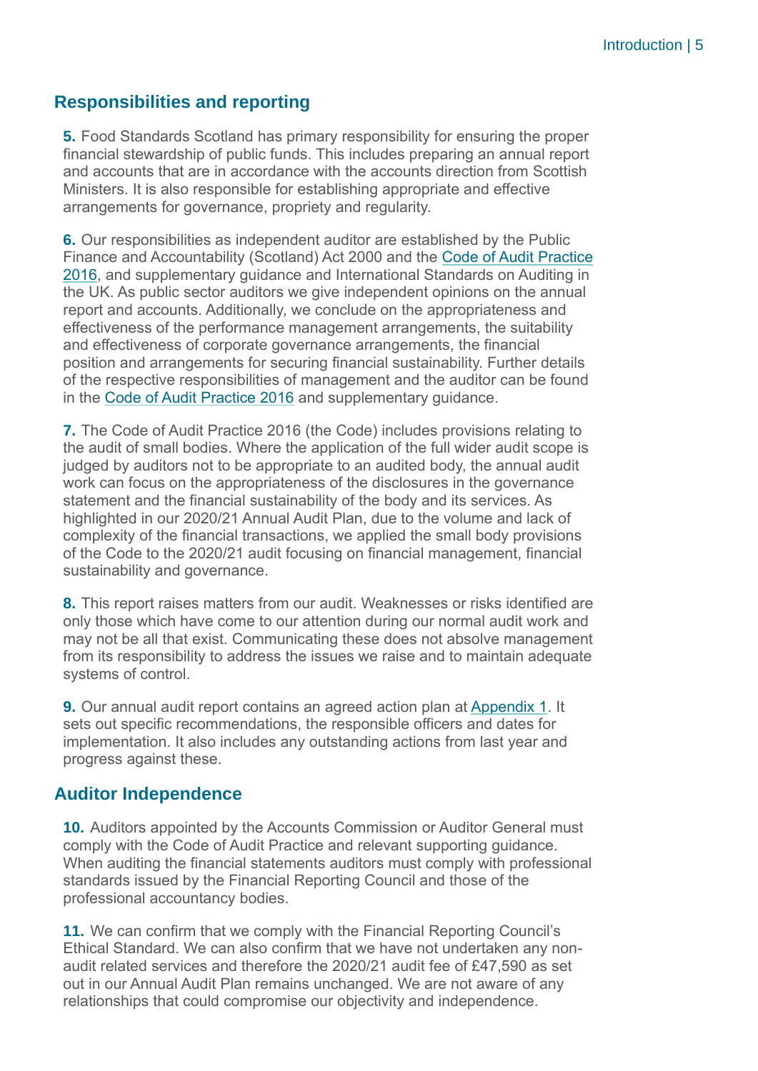## Responsibilities and reporting

**5.** Food Standards Scotland has primary responsibility for ensuring the proper financial stewardship of public funds. This includes preparing an annual report and accounts that are in accordance with the accounts direction from Scottish Ministers. It is also responsible for establishing appropriate and effective arrangements for governance, propriety and regularity.

**6.** Our responsibilities as independent auditor are established by the Public Finance and Accountability (Scotland) Act 2000 and the Code of Audit Practice 2016, and supplementary guidance and International Standards on Auditing in the UK. As public sector auditors we give independent opinions on the annual report and accounts. Additionally, we conclude on the appropriateness and effectiveness of the performance management arrangements, the suitability and effectiveness of corporate governance arrangements, the financial position and arrangements for securing financial sustainability. Further details of the respective responsibilities of management and the auditor can be found in the Code of Audit Practice 2016 and supplementary guidance.

**7.** The Code of Audit Practice 2016 (the Code) includes provisions relating to the audit of small bodies. Where the application of the full wider audit scope is judged by auditors not to be appropriate to an audited body, the annual audit work can focus on the appropriateness of the disclosures in the governance statement and the financial sustainability of the body and its services. As highlighted in our 2020/21 Annual Audit Plan, due to the volume and lack of complexity of the financial transactions, we applied the small body provisions of the Code to the 2020/21 audit focusing on financial management, financial sustainability and governance.

**8.** This report raises matters from our audit. Weaknesses or risks identified are only those which have come to our attention during our normal audit work and may not be all that exist. Communicating these does not absolve management from its responsibility to address the issues we raise and to maintain adequate systems of control.

**9.** Our annual audit report contains an agreed action plan at Appendix 1. It sets out specific recommendations, the responsible officers and dates for implementation. It also includes any outstanding actions from last year and progress against these.

## Auditor Independence

**10.** Auditors appointed by the Accounts Commission or Auditor General must comply with the Code of Audit Practice and relevant supporting guidance. When auditing the financial statements auditors must comply with professional standards issued by the Financial Reporting Council and those of the professional accountancy bodies.

**11.** We can confirm that we comply with the Financial Reporting Council's Ethical Standard. We can also confirm that we have not undertaken any non-audit related services and therefore the 2020/21 audit fee of £47,590 as set out in our Annual Audit Plan remains unchanged. We are not aware of any relationships that could compromise our objectivity and independence.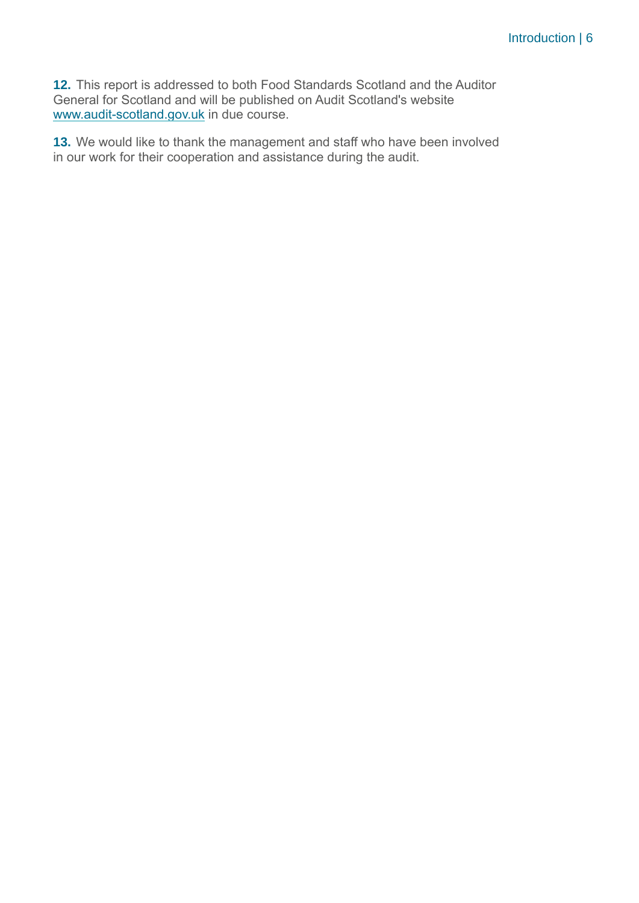**12.** This report is addressed to both Food Standards Scotland and the Auditor General for Scotland and will be published on Audit Scotland's website [www.audit-scotland.gov.uk](http://www.audit-scotland.gov.uk) in due course.

**13.** We would like to thank the management and staff who have been involved in our work for their cooperation and assistance during the audit.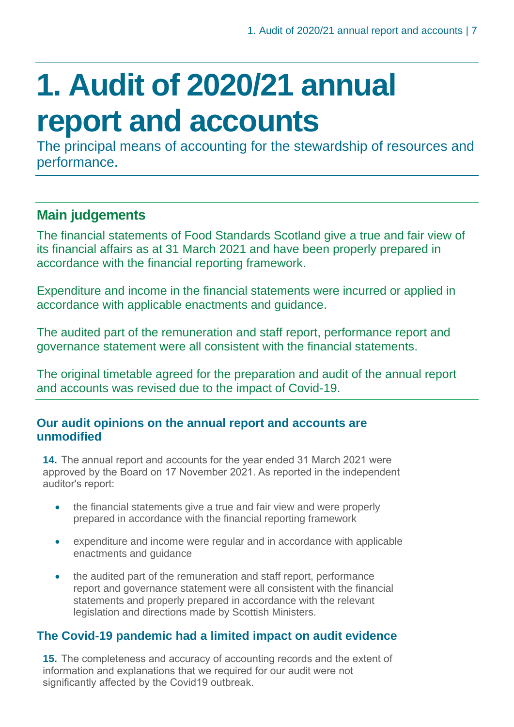# 1. Audit of 2020/21 annual report and accounts

The principal means of accounting for the stewardship of resources and performance.

## Main judgements

The financial statements of Food Standards Scotland give a true and fair view of its financial affairs as at 31 March 2021 and have been properly prepared in accordance with the financial reporting framework.

Expenditure and income in the financial statements were incurred or applied in accordance with applicable enactments and guidance.

The audited part of the remuneration and staff report, performance report and governance statement were all consistent with the financial statements.

The original timetable agreed for the preparation and audit of the annual report and accounts was revised due to the impact of Covid-19.

### Our audit opinions on the annual report and accounts are unmodified

**14.** The annual report and accounts for the year ended 31 March 2021 were approved by the Board on 17 November 2021. As reported in the independent auditor's report:

- the financial statements give a true and fair view and were properly prepared in accordance with the financial reporting framework
- expenditure and income were regular and in accordance with applicable enactments and guidance
- the audited part of the remuneration and staff report, performance report and governance statement were all consistent with the financial statements and properly prepared in accordance with the relevant legislation and directions made by Scottish Ministers.

### The Covid-19 pandemic had a limited impact on audit evidence

**15.** The completeness and accuracy of accounting records and the extent of information and explanations that we required for our audit were not significantly affected by the Covid19 outbreak.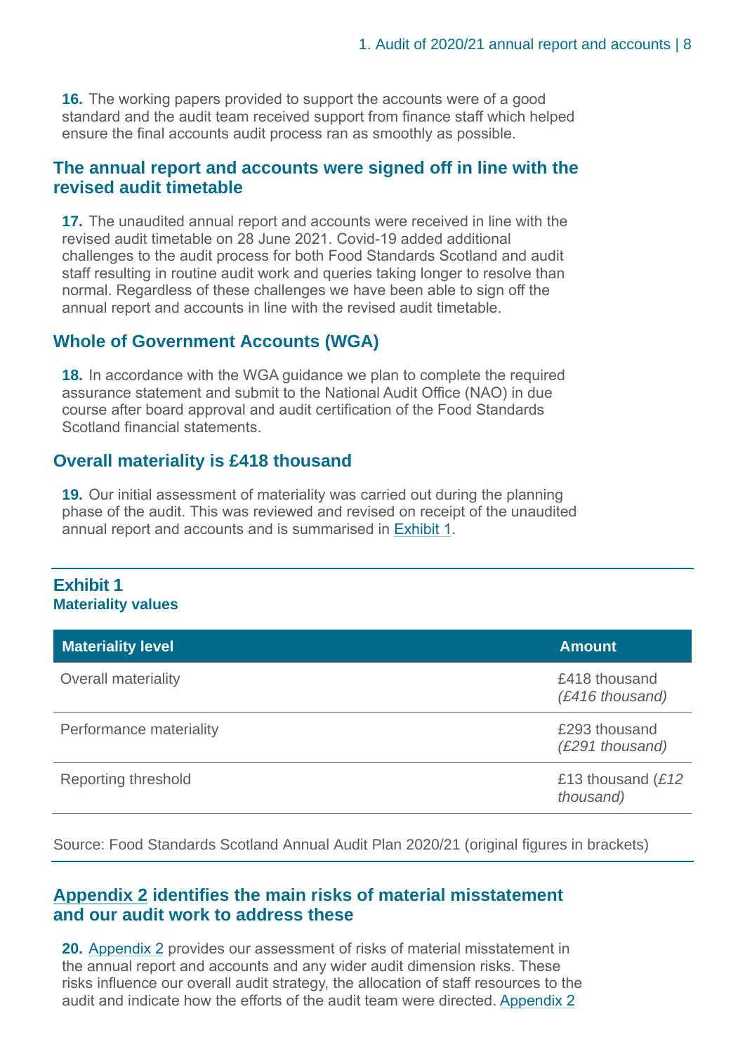**16.** The working papers provided to support the accounts were of a good standard and the audit team received support from finance staff which helped ensure the final accounts audit process ran as smoothly as possible.

## The annual report and accounts were signed off in line with the revised audit timetable

**17.** The unaudited annual report and accounts were received in line with the revised audit timetable on 28 June 2021. Covid-19 added additional challenges to the audit process for both Food Standards Scotland and audit staff resulting in routine audit work and queries taking longer to resolve than normal. Regardless of these challenges we have been able to sign off the annual report and accounts in line with the revised audit timetable.

## Whole of Government Accounts (WGA)

**18.** In accordance with the WGA guidance we plan to complete the required assurance statement and submit to the National Audit Office (NAO) in due course after board approval and audit certification of the Food Standards Scotland financial statements.

## Overall materiality is £418 thousand

**19.** Our initial assessment of materiality was carried out during the planning phase of the audit. This was reviewed and revised on receipt of the unaudited annual report and accounts and is summarised in Exhibit 1.

**Exhibit 1**
**Materiality values**

| Materiality level | Amount |
|---|---|
| Overall materiality | £418 thousand *(£416 thousand)* |
| Performance materiality | £293 thousand *(£291 thousand)* |
| Reporting threshold | £13 thousand *(£12 thousand)* |

Source: Food Standards Scotland Annual Audit Plan 2020/21 (original figures in brackets)

## Appendix 2 identifies the main risks of material misstatement and our audit work to address these

**20.** Appendix 2 provides our assessment of risks of material misstatement in the annual report and accounts and any wider audit dimension risks. These risks influence our overall audit strategy, the allocation of staff resources to the audit and indicate how the efforts of the audit team were directed. Appendix 2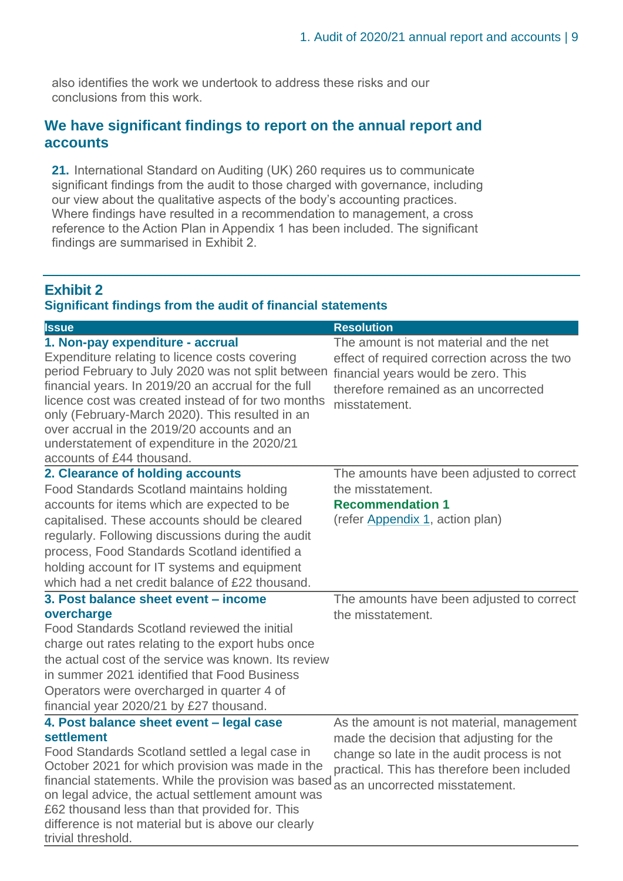also identifies the work we undertook to address these risks and our conclusions from this work.

## We have significant findings to report on the annual report and accounts

**21.** International Standard on Auditing (UK) 260 requires us to communicate significant findings from the audit to those charged with governance, including our view about the qualitative aspects of the body's accounting practices. Where findings have resulted in a recommendation to management, a cross reference to the Action Plan in Appendix 1 has been included. The significant findings are summarised in Exhibit 2.

### Exhibit 2
**Significant findings from the audit of financial statements**

| Issue | Resolution |
|---|---|
| **1. Non-pay expenditure - accrual**<br>Expenditure relating to licence costs covering period February to July 2020 was not split between financial years. In 2019/20 an accrual for the full licence cost was created instead of for two months only (February-March 2020). This resulted in an over accrual in the 2019/20 accounts and an understatement of expenditure in the 2020/21 accounts of £44 thousand. | The amount is not material and the net effect of required correction across the two financial years would be zero. This therefore remained as an uncorrected misstatement. |
| **2. Clearance of holding accounts**<br>Food Standards Scotland maintains holding accounts for items which are expected to be capitalised. These accounts should be cleared regularly. Following discussions during the audit process, Food Standards Scotland identified a holding account for IT systems and equipment which had a net credit balance of £22 thousand. | The amounts have been adjusted to correct the misstatement.<br>**Recommendation 1**<br>(refer Appendix 1, action plan) |
| **3. Post balance sheet event – income overcharge**<br>Food Standards Scotland reviewed the initial charge out rates relating to the export hubs once the actual cost of the service was known. Its review in summer 2021 identified that Food Business Operators were overcharged in quarter 4 of financial year 2020/21 by £27 thousand. | The amounts have been adjusted to correct the misstatement. |
| **4. Post balance sheet event – legal case settlement**<br>Food Standards Scotland settled a legal case in October 2021 for which provision was made in the financial statements. While the provision was based on legal advice, the actual settlement amount was £62 thousand less than that provided for. This difference is not material but is above our clearly trivial threshold. | As the amount is not material, management made the decision that adjusting for the change so late in the audit process is not practical. This has therefore been included as an uncorrected misstatement. |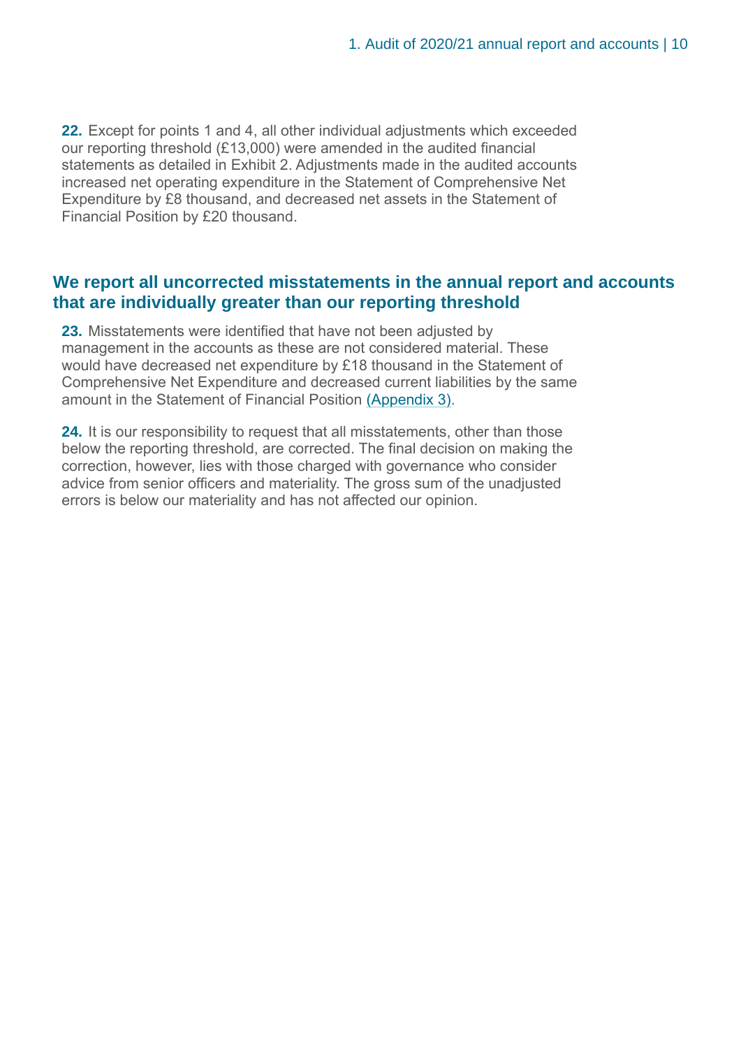**22.** Except for points 1 and 4, all other individual adjustments which exceeded our reporting threshold (£13,000) were amended in the audited financial statements as detailed in Exhibit 2. Adjustments made in the audited accounts increased net operating expenditure in the Statement of Comprehensive Net Expenditure by £8 thousand, and decreased net assets in the Statement of Financial Position by £20 thousand.

## We report all uncorrected misstatements in the annual report and accounts that are individually greater than our reporting threshold

**23.** Misstatements were identified that have not been adjusted by management in the accounts as these are not considered material. These would have decreased net expenditure by £18 thousand in the Statement of Comprehensive Net Expenditure and decreased current liabilities by the same amount in the Statement of Financial Position (Appendix 3).

**24.** It is our responsibility to request that all misstatements, other than those below the reporting threshold, are corrected. The final decision on making the correction, however, lies with those charged with governance who consider advice from senior officers and materiality. The gross sum of the unadjusted errors is below our materiality and has not affected our opinion.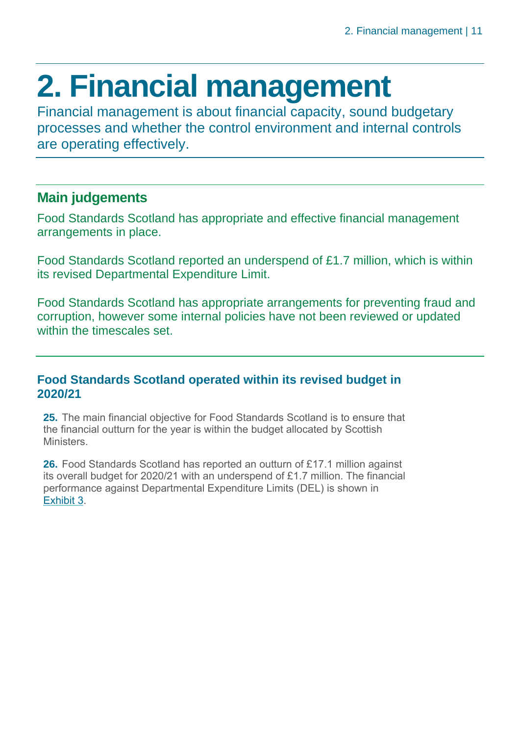# 2. Financial management

Financial management is about financial capacity, sound budgetary processes and whether the control environment and internal controls are operating effectively.

## Main judgements

Food Standards Scotland has appropriate and effective financial management arrangements in place.

Food Standards Scotland reported an underspend of £1.7 million, which is within its revised Departmental Expenditure Limit.

Food Standards Scotland has appropriate arrangements for preventing fraud and corruption, however some internal policies have not been reviewed or updated within the timescales set.

### Food Standards Scotland operated within its revised budget in 2020/21

**25.** The main financial objective for Food Standards Scotland is to ensure that the financial outturn for the year is within the budget allocated by Scottish Ministers.

**26.** Food Standards Scotland has reported an outturn of £17.1 million against its overall budget for 2020/21 with an underspend of £1.7 million. The financial performance against Departmental Expenditure Limits (DEL) is shown in Exhibit 3.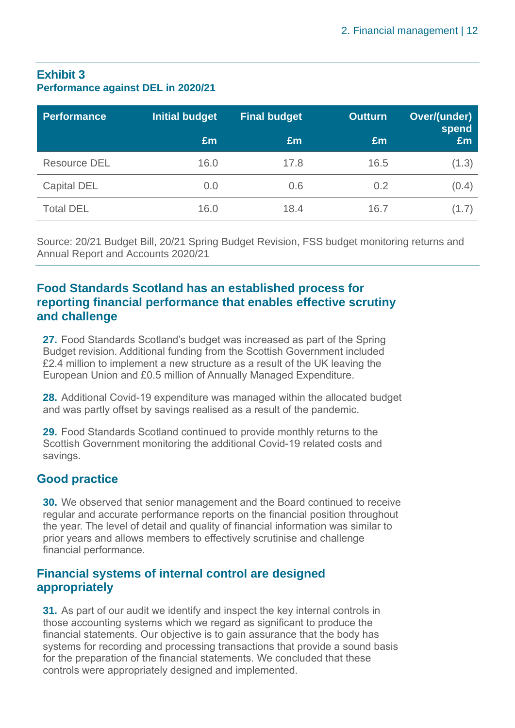**Exhibit 3**
**Performance against DEL in 2020/21**

| Performance | Initial budget £m | Final budget £m | Outturn £m | Over/(under) spend £m |
|---|---|---|---|---|
| Resource DEL | 16.0 | 17.8 | 16.5 | (1.3) |
| Capital DEL | 0.0 | 0.6 | 0.2 | (0.4) |
| Total DEL | 16.0 | 18.4 | 16.7 | (1.7) |

Source: 20/21 Budget Bill, 20/21 Spring Budget Revision, FSS budget monitoring returns and Annual Report and Accounts 2020/21

## Food Standards Scotland has an established process for reporting financial performance that enables effective scrutiny and challenge

**27.** Food Standards Scotland's budget was increased as part of the Spring Budget revision. Additional funding from the Scottish Government included £2.4 million to implement a new structure as a result of the UK leaving the European Union and £0.5 million of Annually Managed Expenditure.

**28.** Additional Covid-19 expenditure was managed within the allocated budget and was partly offset by savings realised as a result of the pandemic.

**29.** Food Standards Scotland continued to provide monthly returns to the Scottish Government monitoring the additional Covid-19 related costs and savings.

## Good practice

**30.** We observed that senior management and the Board continued to receive regular and accurate performance reports on the financial position throughout the year. The level of detail and quality of financial information was similar to prior years and allows members to effectively scrutinise and challenge financial performance.

## Financial systems of internal control are designed appropriately

**31.** As part of our audit we identify and inspect the key internal controls in those accounting systems which we regard as significant to produce the financial statements. Our objective is to gain assurance that the body has systems for recording and processing transactions that provide a sound basis for the preparation of the financial statements. We concluded that these controls were appropriately designed and implemented.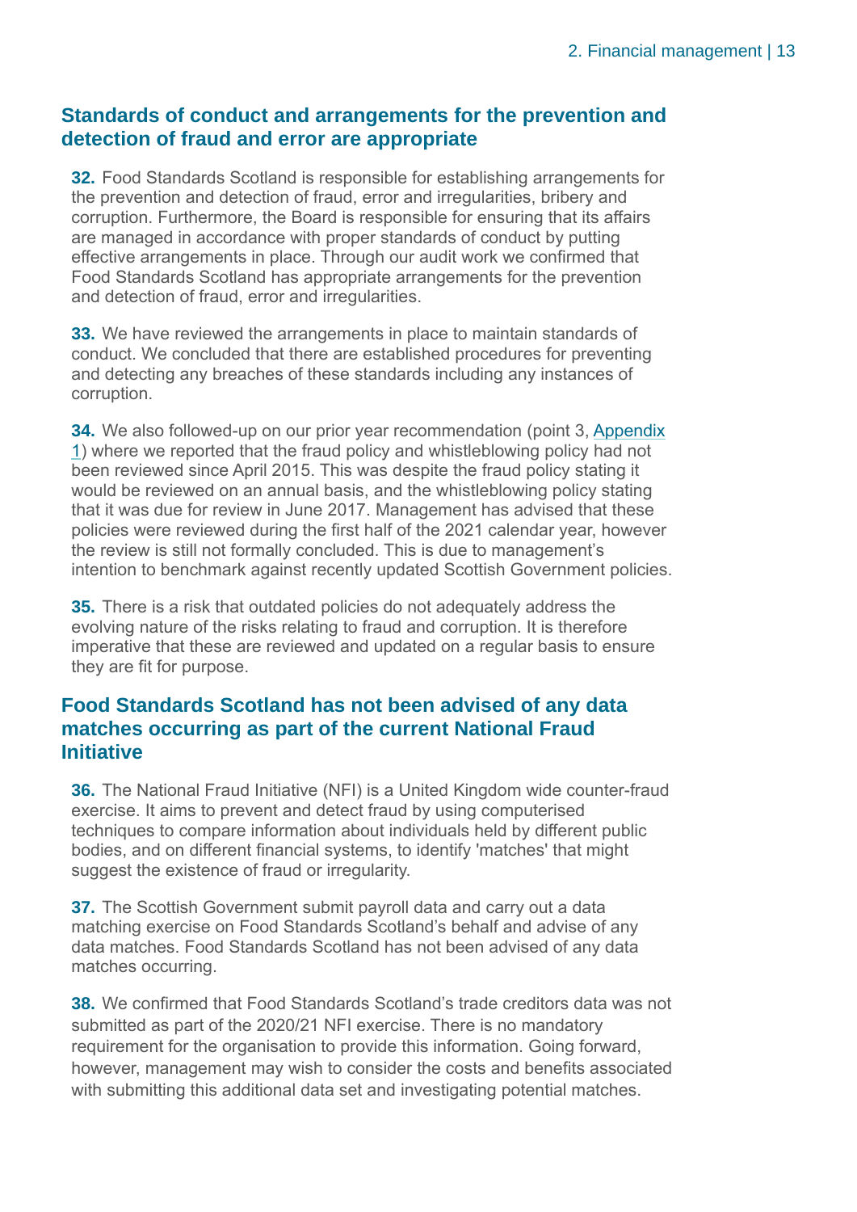## Standards of conduct and arrangements for the prevention and detection of fraud and error are appropriate

**32.** Food Standards Scotland is responsible for establishing arrangements for the prevention and detection of fraud, error and irregularities, bribery and corruption. Furthermore, the Board is responsible for ensuring that its affairs are managed in accordance with proper standards of conduct by putting effective arrangements in place. Through our audit work we confirmed that Food Standards Scotland has appropriate arrangements for the prevention and detection of fraud, error and irregularities.

**33.** We have reviewed the arrangements in place to maintain standards of conduct. We concluded that there are established procedures for preventing and detecting any breaches of these standards including any instances of corruption.

**34.** We also followed-up on our prior year recommendation (point 3, Appendix 1) where we reported that the fraud policy and whistleblowing policy had not been reviewed since April 2015. This was despite the fraud policy stating it would be reviewed on an annual basis, and the whistleblowing policy stating that it was due for review in June 2017. Management has advised that these policies were reviewed during the first half of the 2021 calendar year, however the review is still not formally concluded. This is due to management's intention to benchmark against recently updated Scottish Government policies.

**35.** There is a risk that outdated policies do not adequately address the evolving nature of the risks relating to fraud and corruption. It is therefore imperative that these are reviewed and updated on a regular basis to ensure they are fit for purpose.

## Food Standards Scotland has not been advised of any data matches occurring as part of the current National Fraud Initiative

**36.** The National Fraud Initiative (NFI) is a United Kingdom wide counter-fraud exercise. It aims to prevent and detect fraud by using computerised techniques to compare information about individuals held by different public bodies, and on different financial systems, to identify 'matches' that might suggest the existence of fraud or irregularity.

**37.** The Scottish Government submit payroll data and carry out a data matching exercise on Food Standards Scotland's behalf and advise of any data matches. Food Standards Scotland has not been advised of any data matches occurring.

**38.** We confirmed that Food Standards Scotland's trade creditors data was not submitted as part of the 2020/21 NFI exercise. There is no mandatory requirement for the organisation to provide this information. Going forward, however, management may wish to consider the costs and benefits associated with submitting this additional data set and investigating potential matches.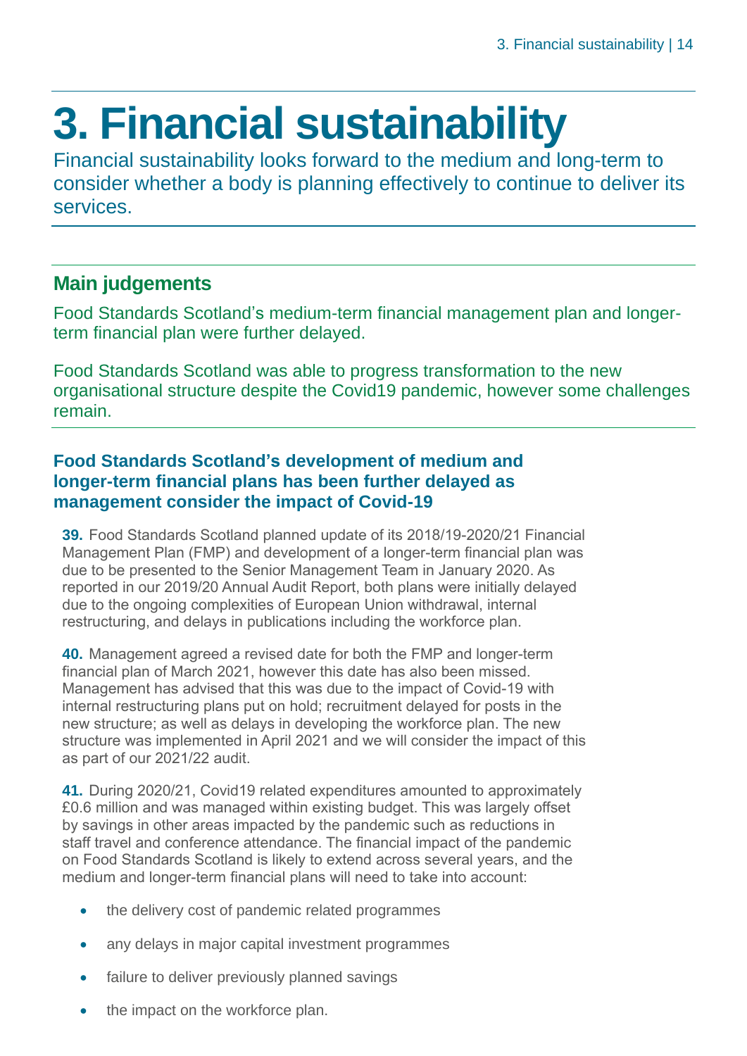# 3. Financial sustainability

Financial sustainability looks forward to the medium and long-term to consider whether a body is planning effectively to continue to deliver its services.

## Main judgements

Food Standards Scotland's medium-term financial management plan and longer-term financial plan were further delayed.

Food Standards Scotland was able to progress transformation to the new organisational structure despite the Covid19 pandemic, however some challenges remain.

### Food Standards Scotland's development of medium and longer-term financial plans has been further delayed as management consider the impact of Covid-19

**39.** Food Standards Scotland planned update of its 2018/19-2020/21 Financial Management Plan (FMP) and development of a longer-term financial plan was due to be presented to the Senior Management Team in January 2020. As reported in our 2019/20 Annual Audit Report, both plans were initially delayed due to the ongoing complexities of European Union withdrawal, internal restructuring, and delays in publications including the workforce plan.

**40.** Management agreed a revised date for both the FMP and longer-term financial plan of March 2021, however this date has also been missed. Management has advised that this was due to the impact of Covid-19 with internal restructuring plans put on hold; recruitment delayed for posts in the new structure; as well as delays in developing the workforce plan. The new structure was implemented in April 2021 and we will consider the impact of this as part of our 2021/22 audit.

**41.** During 2020/21, Covid19 related expenditures amounted to approximately £0.6 million and was managed within existing budget. This was largely offset by savings in other areas impacted by the pandemic such as reductions in staff travel and conference attendance. The financial impact of the pandemic on Food Standards Scotland is likely to extend across several years, and the medium and longer-term financial plans will need to take into account:

- the delivery cost of pandemic related programmes
- any delays in major capital investment programmes
- failure to deliver previously planned savings
- the impact on the workforce plan.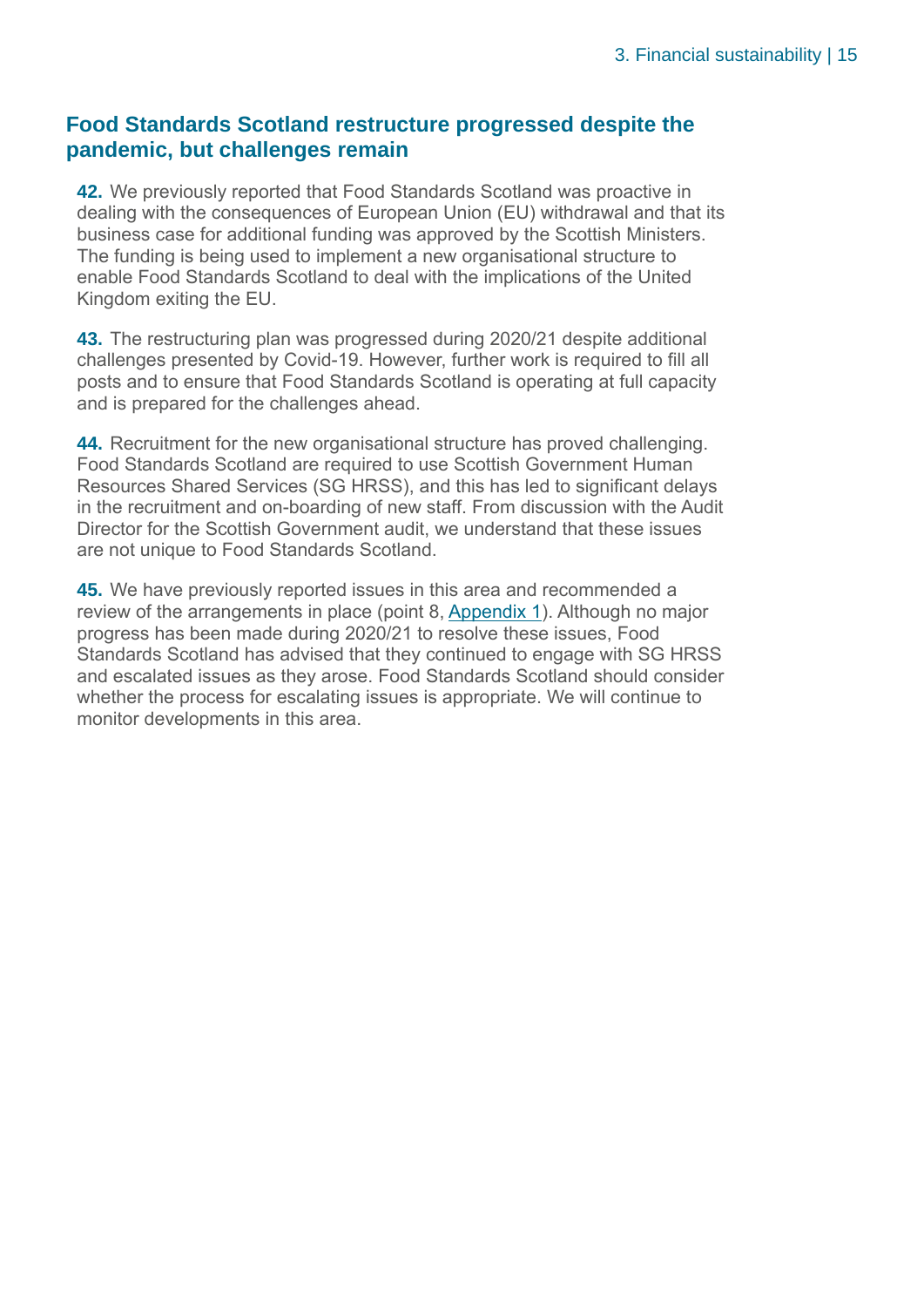## Food Standards Scotland restructure progressed despite the pandemic, but challenges remain

**42.** We previously reported that Food Standards Scotland was proactive in dealing with the consequences of European Union (EU) withdrawal and that its business case for additional funding was approved by the Scottish Ministers. The funding is being used to implement a new organisational structure to enable Food Standards Scotland to deal with the implications of the United Kingdom exiting the EU.

**43.** The restructuring plan was progressed during 2020/21 despite additional challenges presented by Covid-19. However, further work is required to fill all posts and to ensure that Food Standards Scotland is operating at full capacity and is prepared for the challenges ahead.

**44.** Recruitment for the new organisational structure has proved challenging. Food Standards Scotland are required to use Scottish Government Human Resources Shared Services (SG HRSS), and this has led to significant delays in the recruitment and on-boarding of new staff. From discussion with the Audit Director for the Scottish Government audit, we understand that these issues are not unique to Food Standards Scotland.

**45.** We have previously reported issues in this area and recommended a review of the arrangements in place (point 8, Appendix 1). Although no major progress has been made during 2020/21 to resolve these issues, Food Standards Scotland has advised that they continued to engage with SG HRSS and escalated issues as they arose. Food Standards Scotland should consider whether the process for escalating issues is appropriate. We will continue to monitor developments in this area.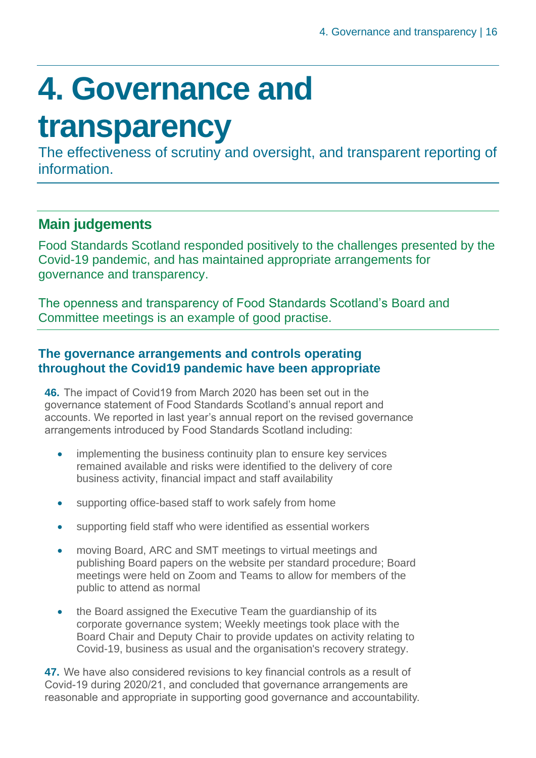# 4. Governance and transparency

The effectiveness of scrutiny and oversight, and transparent reporting of information.

## Main judgements

Food Standards Scotland responded positively to the challenges presented by the Covid-19 pandemic, and has maintained appropriate arrangements for governance and transparency.

The openness and transparency of Food Standards Scotland's Board and Committee meetings is an example of good practise.

### The governance arrangements and controls operating throughout the Covid19 pandemic have been appropriate

**46.** The impact of Covid19 from March 2020 has been set out in the governance statement of Food Standards Scotland's annual report and accounts. We reported in last year's annual report on the revised governance arrangements introduced by Food Standards Scotland including:

- implementing the business continuity plan to ensure key services remained available and risks were identified to the delivery of core business activity, financial impact and staff availability
- supporting office-based staff to work safely from home
- supporting field staff who were identified as essential workers
- moving Board, ARC and SMT meetings to virtual meetings and publishing Board papers on the website per standard procedure; Board meetings were held on Zoom and Teams to allow for members of the public to attend as normal
- the Board assigned the Executive Team the guardianship of its corporate governance system; Weekly meetings took place with the Board Chair and Deputy Chair to provide updates on activity relating to Covid-19, business as usual and the organisation's recovery strategy.

**47.** We have also considered revisions to key financial controls as a result of Covid-19 during 2020/21, and concluded that governance arrangements are reasonable and appropriate in supporting good governance and accountability.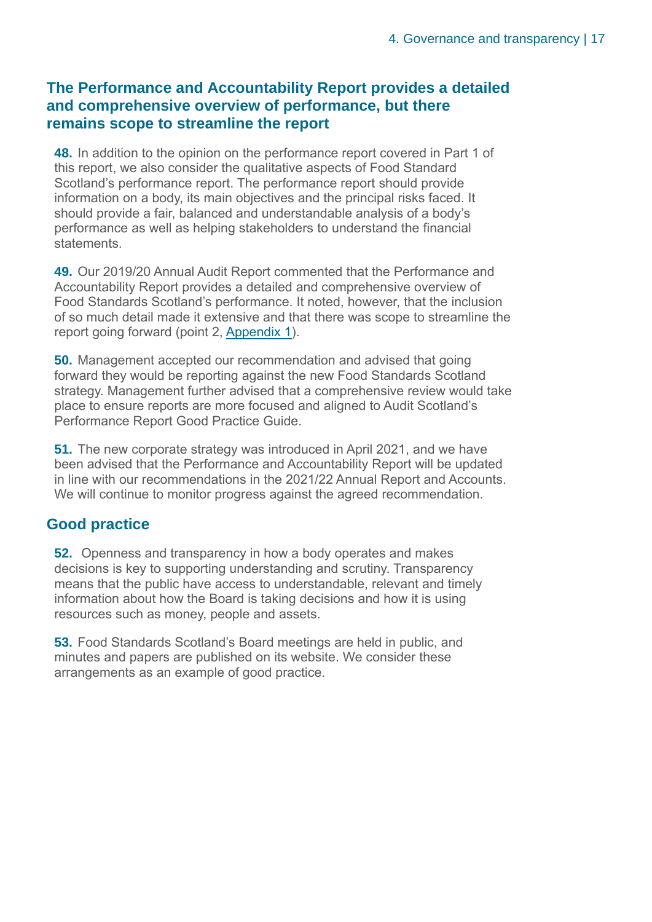## The Performance and Accountability Report provides a detailed and comprehensive overview of performance, but there remains scope to streamline the report

**48.** In addition to the opinion on the performance report covered in Part 1 of this report, we also consider the qualitative aspects of Food Standard Scotland's performance report. The performance report should provide information on a body, its main objectives and the principal risks faced. It should provide a fair, balanced and understandable analysis of a body's performance as well as helping stakeholders to understand the financial statements.

**49.** Our 2019/20 Annual Audit Report commented that the Performance and Accountability Report provides a detailed and comprehensive overview of Food Standards Scotland's performance. It noted, however, that the inclusion of so much detail made it extensive and that there was scope to streamline the report going forward (point 2, Appendix 1).

**50.** Management accepted our recommendation and advised that going forward they would be reporting against the new Food Standards Scotland strategy. Management further advised that a comprehensive review would take place to ensure reports are more focused and aligned to Audit Scotland's Performance Report Good Practice Guide.

**51.** The new corporate strategy was introduced in April 2021, and we have been advised that the Performance and Accountability Report will be updated in line with our recommendations in the 2021/22 Annual Report and Accounts. We will continue to monitor progress against the agreed recommendation.

## Good practice

**52.** Openness and transparency in how a body operates and makes decisions is key to supporting understanding and scrutiny. Transparency means that the public have access to understandable, relevant and timely information about how the Board is taking decisions and how it is using resources such as money, people and assets.

**53.** Food Standards Scotland's Board meetings are held in public, and minutes and papers are published on its website. We consider these arrangements as an example of good practice.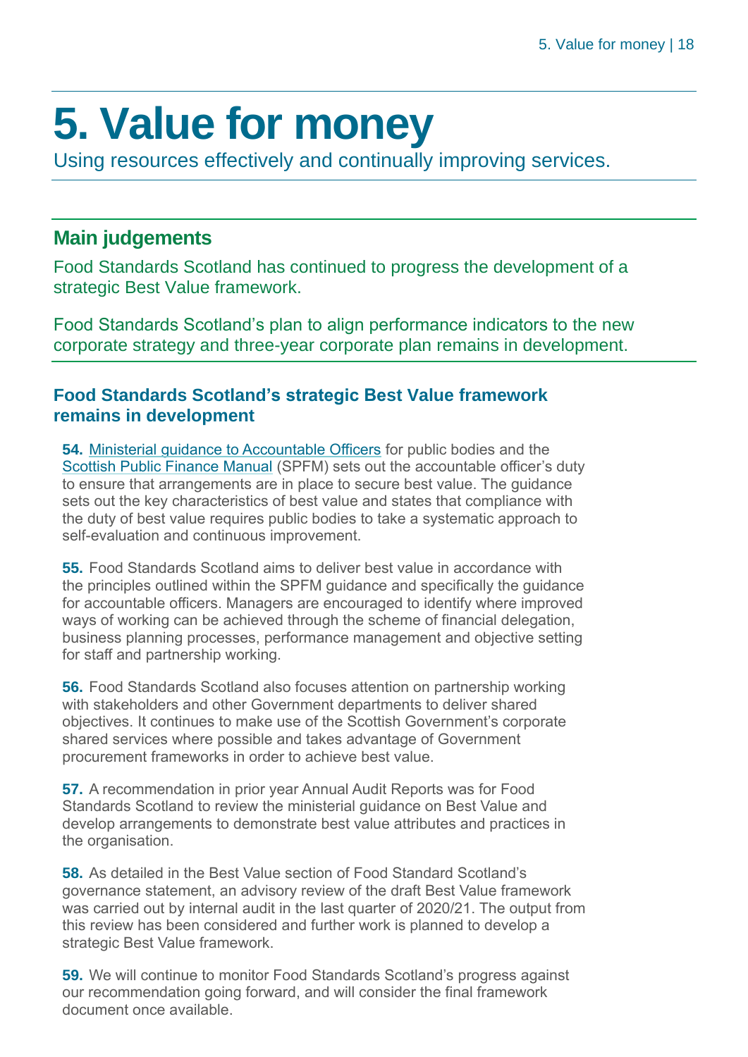# 5. Value for money

Using resources effectively and continually improving services.

## Main judgements

Food Standards Scotland has continued to progress the development of a strategic Best Value framework.

Food Standards Scotland's plan to align performance indicators to the new corporate strategy and three-year corporate plan remains in development.

### Food Standards Scotland's strategic Best Value framework remains in development

**54.** Ministerial guidance to Accountable Officers for public bodies and the Scottish Public Finance Manual (SPFM) sets out the accountable officer's duty to ensure that arrangements are in place to secure best value. The guidance sets out the key characteristics of best value and states that compliance with the duty of best value requires public bodies to take a systematic approach to self-evaluation and continuous improvement.

**55.** Food Standards Scotland aims to deliver best value in accordance with the principles outlined within the SPFM guidance and specifically the guidance for accountable officers. Managers are encouraged to identify where improved ways of working can be achieved through the scheme of financial delegation, business planning processes, performance management and objective setting for staff and partnership working.

**56.** Food Standards Scotland also focuses attention on partnership working with stakeholders and other Government departments to deliver shared objectives. It continues to make use of the Scottish Government's corporate shared services where possible and takes advantage of Government procurement frameworks in order to achieve best value.

**57.** A recommendation in prior year Annual Audit Reports was for Food Standards Scotland to review the ministerial guidance on Best Value and develop arrangements to demonstrate best value attributes and practices in the organisation.

**58.** As detailed in the Best Value section of Food Standard Scotland's governance statement, an advisory review of the draft Best Value framework was carried out by internal audit in the last quarter of 2020/21. The output from this review has been considered and further work is planned to develop a strategic Best Value framework.

**59.** We will continue to monitor Food Standards Scotland's progress against our recommendation going forward, and will consider the final framework document once available.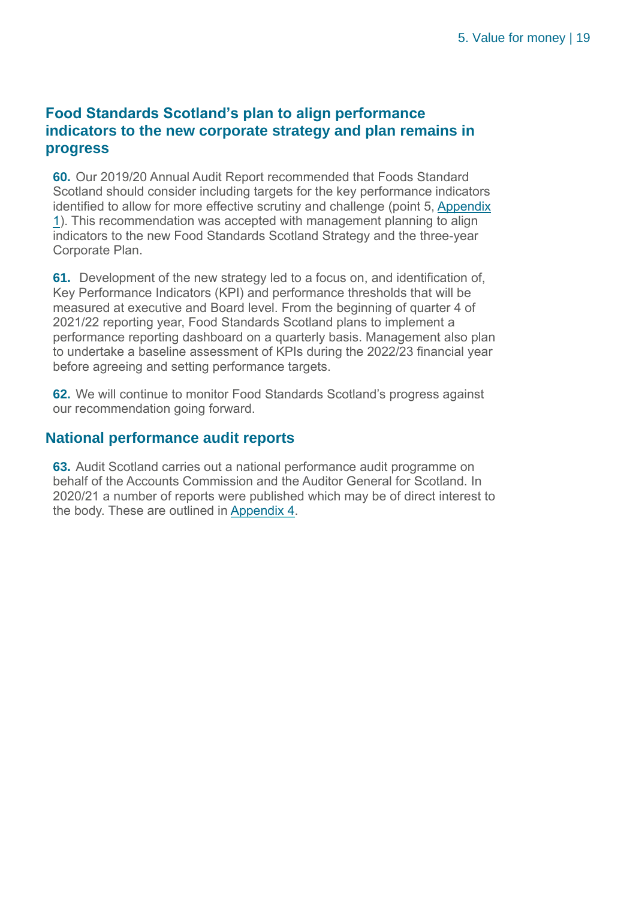## Food Standards Scotland's plan to align performance indicators to the new corporate strategy and plan remains in progress

**60.** Our 2019/20 Annual Audit Report recommended that Foods Standard Scotland should consider including targets for the key performance indicators identified to allow for more effective scrutiny and challenge (point 5, Appendix 1). This recommendation was accepted with management planning to align indicators to the new Food Standards Scotland Strategy and the three-year Corporate Plan.

**61.** Development of the new strategy led to a focus on, and identification of, Key Performance Indicators (KPI) and performance thresholds that will be measured at executive and Board level. From the beginning of quarter 4 of 2021/22 reporting year, Food Standards Scotland plans to implement a performance reporting dashboard on a quarterly basis. Management also plan to undertake a baseline assessment of KPIs during the 2022/23 financial year before agreeing and setting performance targets.

**62.** We will continue to monitor Food Standards Scotland's progress against our recommendation going forward.

## National performance audit reports

**63.** Audit Scotland carries out a national performance audit programme on behalf of the Accounts Commission and the Auditor General for Scotland. In 2020/21 a number of reports were published which may be of direct interest to the body. These are outlined in Appendix 4.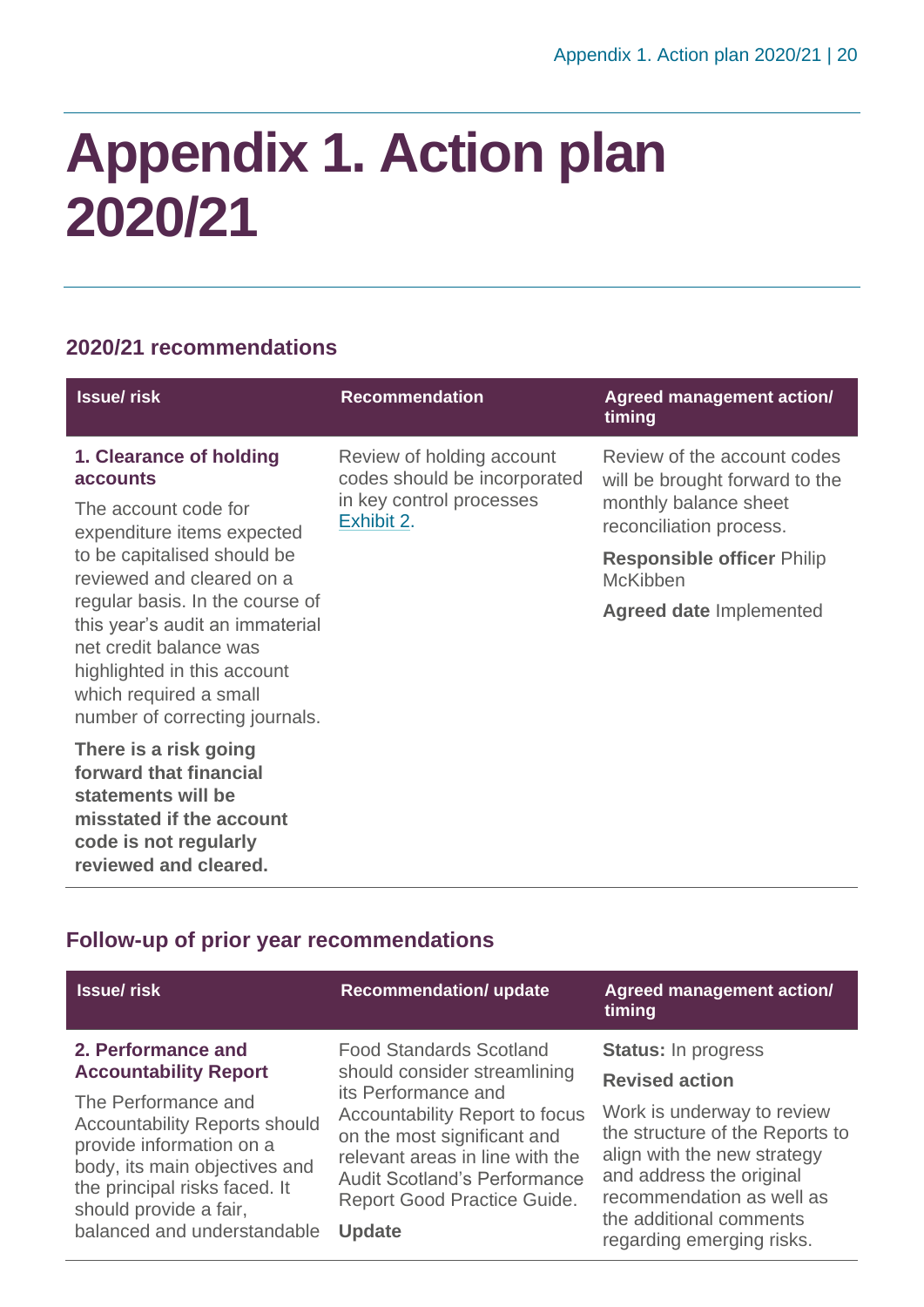# Appendix 1. Action plan 2020/21

## 2020/21 recommendations

| Issue/ risk | Recommendation | Agreed management action/ timing |
|---|---|---|
| **1. Clearance of holding accounts**<br><br>The account code for expenditure items expected to be capitalised should be reviewed and cleared on a regular basis. In the course of this year's audit an immaterial net credit balance was highlighted in this account which required a small number of correcting journals.<br><br>**There is a risk going forward that financial statements will be misstated if the account code is not regularly reviewed and cleared.** | Review of holding account codes should be incorporated in key control processes Exhibit 2. | Review of the account codes will be brought forward to the monthly balance sheet reconciliation process.<br><br>**Responsible officer** Philip McKibben<br><br>**Agreed date** Implemented |

## Follow-up of prior year recommendations

| Issue/ risk | Recommendation/ update | Agreed management action/ timing |
|---|---|---|
| **2. Performance and Accountability Report**<br><br>The Performance and Accountability Reports should provide information on a body, its main objectives and the principal risks faced. It should provide a fair, balanced and understandable | Food Standards Scotland should consider streamlining its Performance and Accountability Report to focus on the most significant and relevant areas in line with the Audit Scotland's Performance Report Good Practice Guide.<br><br>**Update** | **Status:** In progress<br><br>**Revised action**<br><br>Work is underway to review the structure of the Reports to align with the new strategy and address the original recommendation as well as the additional comments regarding emerging risks. |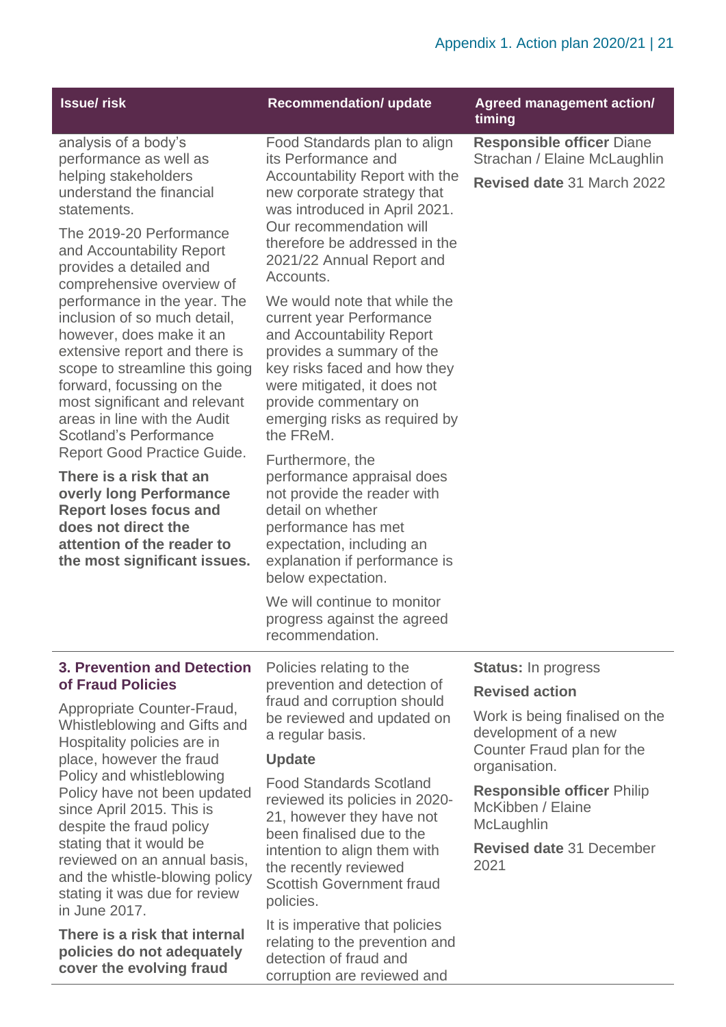| Issue/ risk | Recommendation/ update | Agreed management action/ timing |
|---|---|---|
| analysis of a body's performance as well as helping stakeholders understand the financial statements.<br><br>The 2019-20 Performance and Accountability Report provides a detailed and comprehensive overview of performance in the year. The inclusion of so much detail, however, does make it an extensive report and there is scope to streamline this going forward, focussing on the most significant and relevant areas in line with the Audit Scotland's Performance Report Good Practice Guide.<br><br>**There is a risk that an overly long Performance Report loses focus and does not direct the attention of the reader to the most significant issues.** | Food Standards plan to align its Performance and Accountability Report with the new corporate strategy that was introduced in April 2021. Our recommendation will therefore be addressed in the 2021/22 Annual Report and Accounts.<br><br>We would note that while the current year Performance and Accountability Report provides a summary of the key risks faced and how they were mitigated, it does not provide commentary on emerging risks as required by the FReM.<br><br>Furthermore, the performance appraisal does not provide the reader with detail on whether performance has met expectation, including an explanation if performance is below expectation.<br><br>We will continue to monitor progress against the agreed recommendation. | **Responsible officer** Diane Strachan / Elaine McLaughlin<br><br>**Revised date** 31 March 2022 |
| **3. Prevention and Detection of Fraud Policies**<br><br>Appropriate Counter-Fraud, Whistleblowing and Gifts and Hospitality policies are in place, however the fraud Policy and whistleblowing Policy have not been updated since April 2015. This is despite the fraud policy stating that it would be reviewed on an annual basis, and the whistle-blowing policy stating it was due for review in June 2017.<br><br>**There is a risk that internal policies do not adequately cover the evolving fraud** | Policies relating to the prevention and detection of fraud and corruption should be reviewed and updated on a regular basis.<br><br>**Update**<br><br>Food Standards Scotland reviewed its policies in 2020-21, however they have not been finalised due to the intention to align them with the recently reviewed Scottish Government fraud policies.<br><br>It is imperative that policies relating to the prevention and detection of fraud and corruption are reviewed and | **Status:** In progress<br><br>**Revised action**<br><br>Work is being finalised on the development of a new Counter Fraud plan for the organisation.<br><br>**Responsible officer** Philip McKibben / Elaine McLaughlin<br><br>**Revised date** 31 December 2021 |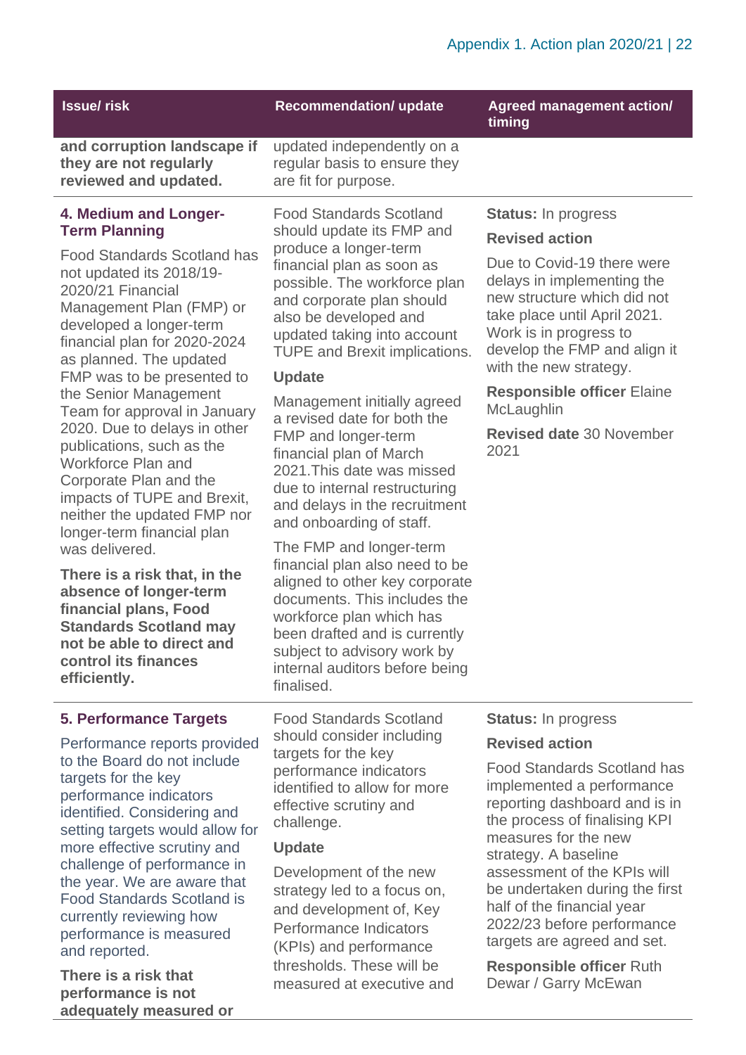| Issue/ risk | Recommendation/ update | Agreed management action/ timing |
| --- | --- | --- |
| **and corruption landscape if they are not regularly reviewed and updated.** | updated independently on a regular basis to ensure they are fit for purpose. | |
| **4. Medium and Longer-Term Planning**<br><br>Food Standards Scotland has not updated its 2018/19-2020/21 Financial Management Plan (FMP) or developed a longer-term financial plan for 2020-2024 as planned. The updated FMP was to be presented to the Senior Management Team for approval in January 2020. Due to delays in other publications, such as the Workforce Plan and Corporate Plan and the impacts of TUPE and Brexit, neither the updated FMP nor longer-term financial plan was delivered.<br><br>**There is a risk that, in the absence of longer-term financial plans, Food Standards Scotland may not be able to direct and control its finances efficiently.** | Food Standards Scotland should update its FMP and produce a longer-term financial plan as soon as possible. The workforce plan and corporate plan should also be developed and updated taking into account TUPE and Brexit implications.<br><br>**Update**<br><br>Management initially agreed a revised date for both the FMP and longer-term financial plan of March 2021.This date was missed due to internal restructuring and delays in the recruitment and onboarding of staff.<br><br>The FMP and longer-term financial plan also need to be aligned to other key corporate documents. This includes the workforce plan which has been drafted and is currently subject to advisory work by internal auditors before being finalised. | **Status:** In progress<br><br>**Revised action**<br><br>Due to Covid-19 there were delays in implementing the new structure which did not take place until April 2021. Work is in progress to develop the FMP and align it with the new strategy.<br><br>**Responsible officer** Elaine McLaughlin<br><br>**Revised date** 30 November 2021 |
| **5. Performance Targets**<br><br>Performance reports provided to the Board do not include targets for the key performance indicators identified. Considering and setting targets would allow for more effective scrutiny and challenge of performance in the year. We are aware that Food Standards Scotland is currently reviewing how performance is measured and reported.<br><br>**There is a risk that performance is not adequately measured or** | Food Standards Scotland should consider including targets for the key performance indicators identified to allow for more effective scrutiny and challenge.<br><br>**Update**<br><br>Development of the new strategy led to a focus on, and development of, Key Performance Indicators (KPIs) and performance thresholds. These will be measured at executive and | **Status:** In progress<br><br>**Revised action**<br><br>Food Standards Scotland has implemented a performance reporting dashboard and is in the process of finalising KPI measures for the new strategy. A baseline assessment of the KPIs will be undertaken during the first half of the financial year 2022/23 before performance targets are agreed and set.<br><br>**Responsible officer** Ruth Dewar / Garry McEwan |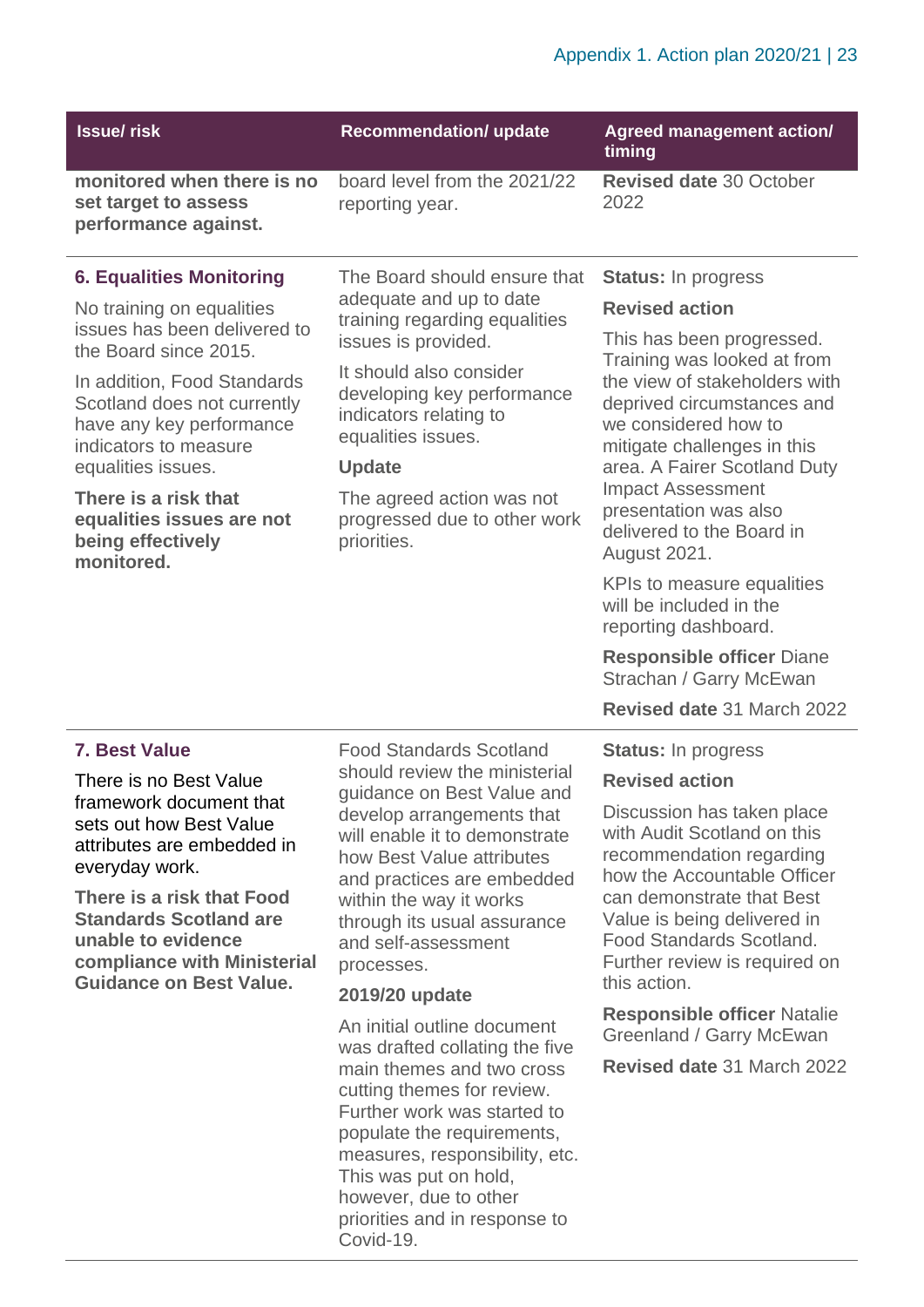| Issue/ risk | Recommendation/ update | Agreed management action/ timing |
|---|---|---|
| **monitored when there is no set target to assess performance against.** | board level from the 2021/22 reporting year. | **Revised date** 30 October 2022 |
| **6. Equalities Monitoring**<br><br>No training on equalities issues has been delivered to the Board since 2015.<br><br>In addition, Food Standards Scotland does not currently have any key performance indicators to measure equalities issues.<br><br>**There is a risk that equalities issues are not being effectively monitored.** | The Board should ensure that adequate and up to date training regarding equalities issues is provided.<br><br>It should also consider developing key performance indicators relating to equalities issues.<br><br>**Update**<br><br>The agreed action was not progressed due to other work priorities. | **Status:** In progress<br><br>**Revised action**<br><br>This has been progressed. Training was looked at from the view of stakeholders with deprived circumstances and we considered how to mitigate challenges in this area. A Fairer Scotland Duty Impact Assessment presentation was also delivered to the Board in August 2021.<br><br>KPIs to measure equalities will be included in the reporting dashboard.<br><br>**Responsible officer** Diane Strachan / Garry McEwan<br><br>**Revised date** 31 March 2022 |
| **7. Best Value**<br><br>There is no Best Value framework document that sets out how Best Value attributes are embedded in everyday work.<br><br>**There is a risk that Food Standards Scotland are unable to evidence compliance with Ministerial Guidance on Best Value.** | Food Standards Scotland should review the ministerial guidance on Best Value and develop arrangements that will enable it to demonstrate how Best Value attributes and practices are embedded within the way it works through its usual assurance and self-assessment processes.<br><br>**2019/20 update**<br><br>An initial outline document was drafted collating the five main themes and two cross cutting themes for review. Further work was started to populate the requirements, measures, responsibility, etc. This was put on hold, however, due to other priorities and in response to Covid-19. | **Status:** In progress<br><br>**Revised action**<br><br>Discussion has taken place with Audit Scotland on this recommendation regarding how the Accountable Officer can demonstrate that Best Value is being delivered in Food Standards Scotland. Further review is required on this action.<br><br>**Responsible officer** Natalie Greenland / Garry McEwan<br><br>**Revised date** 31 March 2022 |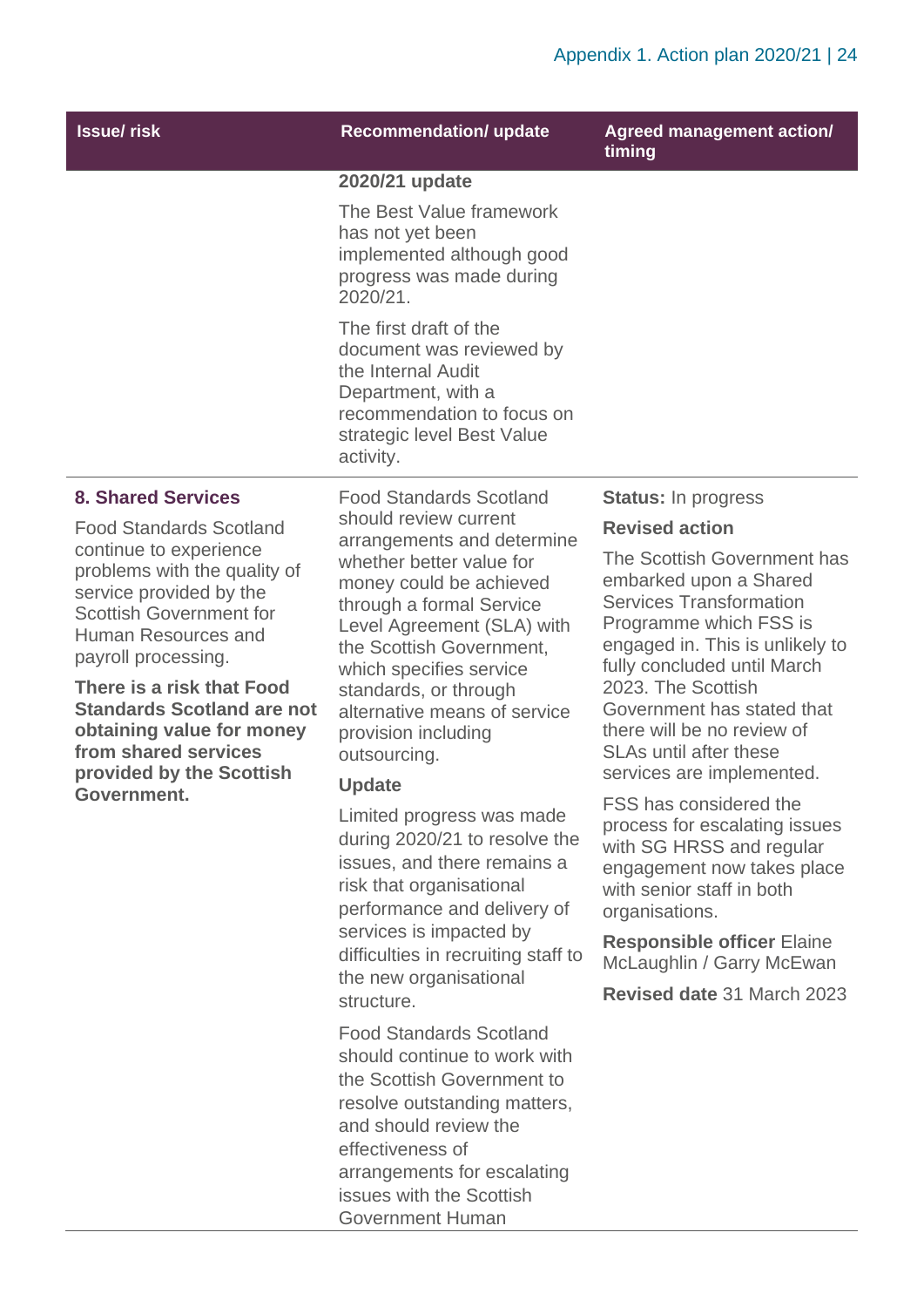| Issue/ risk | Recommendation/ update | Agreed management action/ timing |
| --- | --- | --- |
| | **2020/21 update**<br><br>The Best Value framework has not yet been implemented although good progress was made during 2020/21.<br><br>The first draft of the document was reviewed by the Internal Audit Department, with a recommendation to focus on strategic level Best Value activity. | |
| **8. Shared Services**<br><br>Food Standards Scotland continue to experience problems with the quality of service provided by the Scottish Government for Human Resources and payroll processing.<br><br>**There is a risk that Food Standards Scotland are not obtaining value for money from shared services provided by the Scottish Government.** | Food Standards Scotland should review current arrangements and determine whether better value for money could be achieved through a formal Service Level Agreement (SLA) with the Scottish Government, which specifies service standards, or through alternative means of service provision including outsourcing.<br><br>**Update**<br><br>Limited progress was made during 2020/21 to resolve the issues, and there remains a risk that organisational performance and delivery of services is impacted by difficulties in recruiting staff to the new organisational structure.<br><br>Food Standards Scotland should continue to work with the Scottish Government to resolve outstanding matters, and should review the effectiveness of arrangements for escalating issues with the Scottish Government Human | **Status:** In progress<br><br>**Revised action**<br><br>The Scottish Government has embarked upon a Shared Services Transformation Programme which FSS is engaged in. This is unlikely to fully concluded until March 2023. The Scottish Government has stated that there will be no review of SLAs until after these services are implemented.<br><br>FSS has considered the process for escalating issues with SG HRSS and regular engagement now takes place with senior staff in both organisations.<br><br>**Responsible officer** Elaine McLaughlin / Garry McEwan<br><br>**Revised date** 31 March 2023 |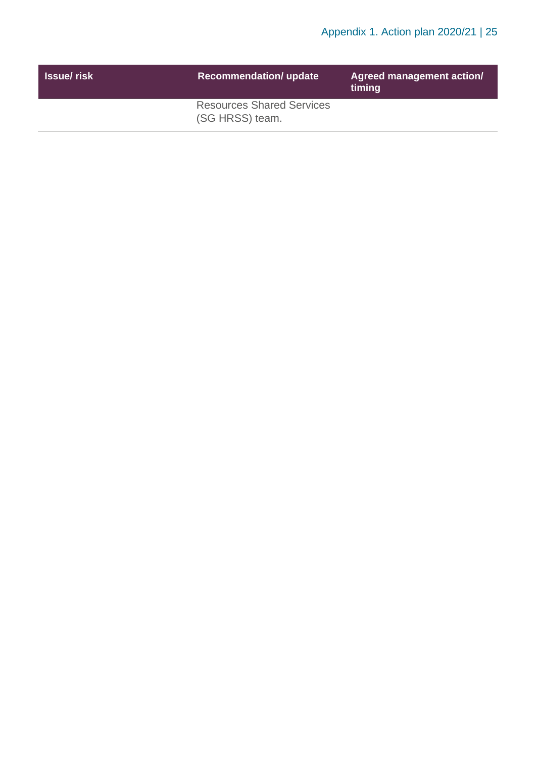| Issue/ risk | Recommendation/ update | Agreed management action/ timing |
|---|---|---|
| | Resources Shared Services (SG HRSS) team. | |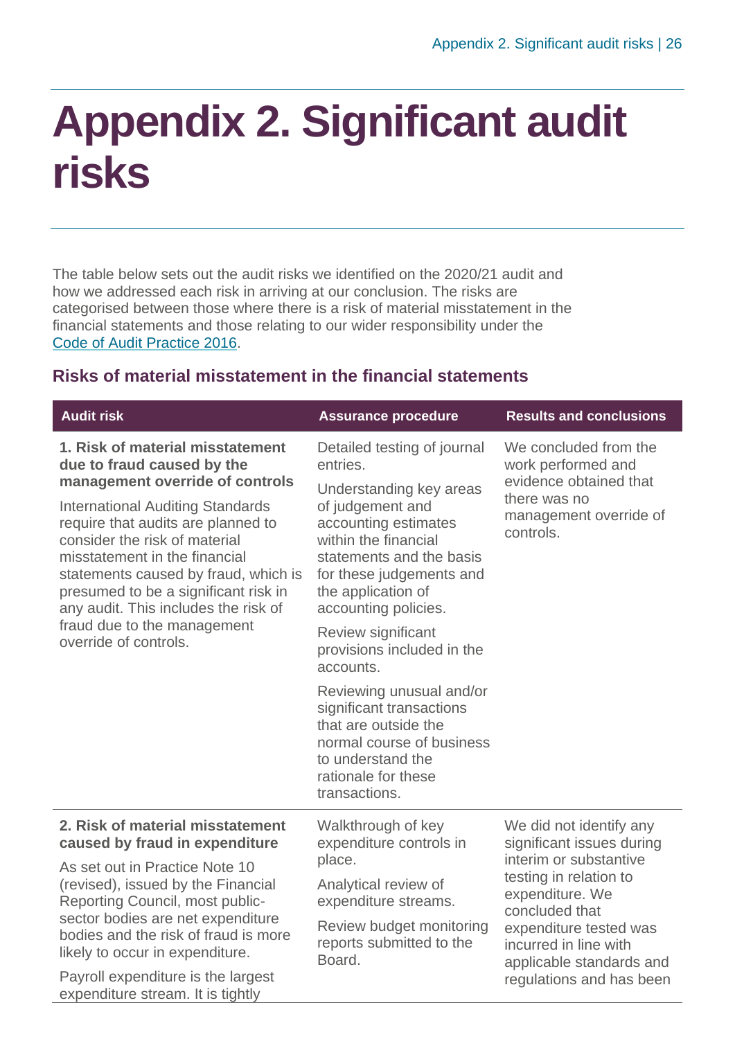# Appendix 2. Significant audit risks

The table below sets out the audit risks we identified on the 2020/21 audit and how we addressed each risk in arriving at our conclusion. The risks are categorised between those where there is a risk of material misstatement in the financial statements and those relating to our wider responsibility under the [Code of Audit Practice 2016](#).

### Risks of material misstatement in the financial statements

| Audit risk | Assurance procedure | Results and conclusions |
|---|---|---|
| **1. Risk of material misstatement due to fraud caused by the management override of controls**<br><br>International Auditing Standards require that audits are planned to consider the risk of material misstatement in the financial statements caused by fraud, which is presumed to be a significant risk in any audit. This includes the risk of fraud due to the management override of controls. | Detailed testing of journal entries.<br><br>Understanding key areas of judgement and accounting estimates within the financial statements and the basis for these judgements and the application of accounting policies.<br><br>Review significant provisions included in the accounts.<br><br>Reviewing unusual and/or significant transactions that are outside the normal course of business to understand the rationale for these transactions. | We concluded from the work performed and evidence obtained that there was no management override of controls. |
| **2. Risk of material misstatement caused by fraud in expenditure**<br><br>As set out in Practice Note 10 (revised), issued by the Financial Reporting Council, most public-sector bodies are net expenditure bodies and the risk of fraud is more likely to occur in expenditure.<br><br>Payroll expenditure is the largest expenditure stream. It is tightly | Walkthrough of key expenditure controls in place.<br><br>Analytical review of expenditure streams.<br><br>Review budget monitoring reports submitted to the Board. | We did not identify any significant issues during interim or substantive testing in relation to expenditure. We concluded that expenditure tested was incurred in line with applicable standards and regulations and has been |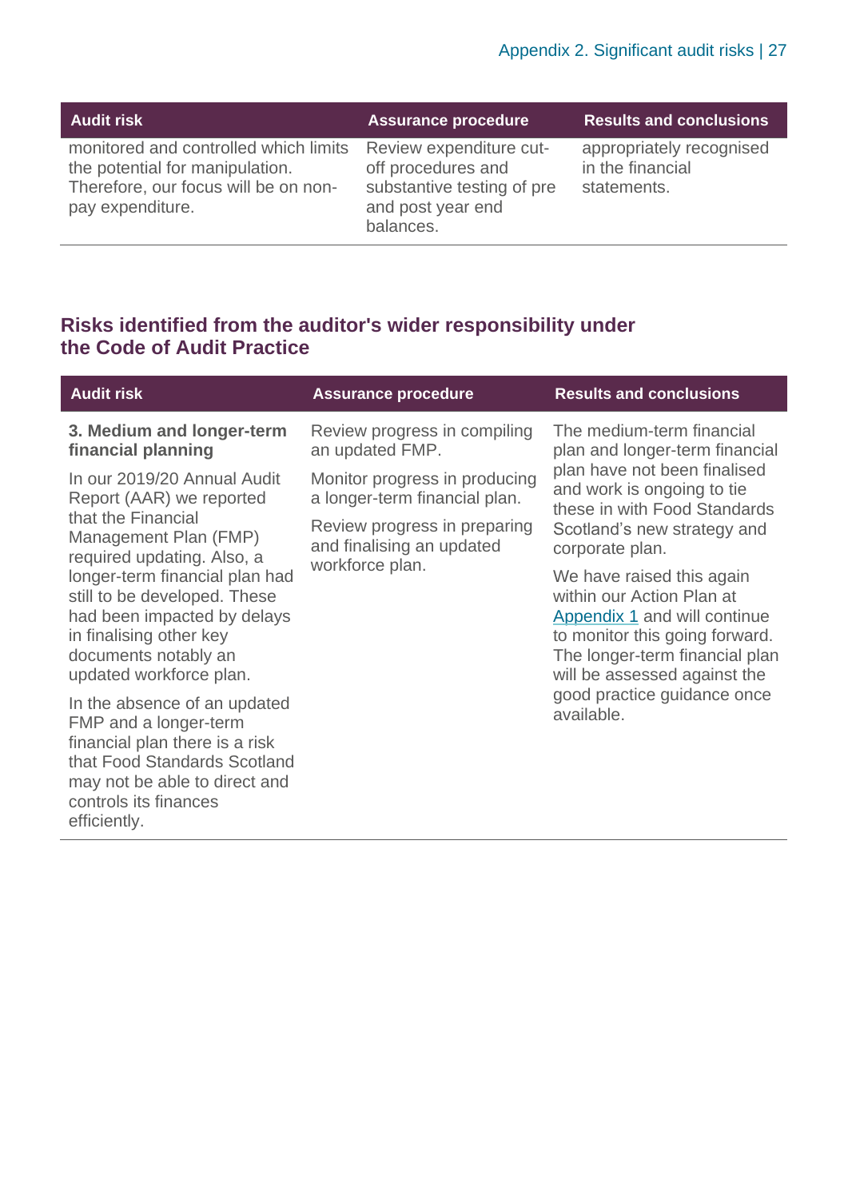| Audit risk | Assurance procedure | Results and conclusions |
|---|---|---|
| monitored and controlled which limits the potential for manipulation. Therefore, our focus will be on non-pay expenditure. | Review expenditure cut-off procedures and substantive testing of pre and post year end balances. | appropriately recognised in the financial statements. |

## Risks identified from the auditor's wider responsibility under the Code of Audit Practice

| Audit risk | Assurance procedure | Results and conclusions |
|---|---|---|
| **3. Medium and longer-term financial planning**<br><br>In our 2019/20 Annual Audit Report (AAR) we reported that the Financial Management Plan (FMP) required updating. Also, a longer-term financial plan had still to be developed. These had been impacted by delays in finalising other key documents notably an updated workforce plan.<br><br>In the absence of an updated FMP and a longer-term financial plan there is a risk that Food Standards Scotland may not be able to direct and controls its finances efficiently. | Review progress in compiling an updated FMP.<br><br>Monitor progress in producing a longer-term financial plan.<br><br>Review progress in preparing and finalising an updated workforce plan. | The medium-term financial plan and longer-term financial plan have not been finalised and work is ongoing to tie these in with Food Standards Scotland's new strategy and corporate plan.<br><br>We have raised this again within our Action Plan at Appendix 1 and will continue to monitor this going forward. The longer-term financial plan will be assessed against the good practice guidance once available. |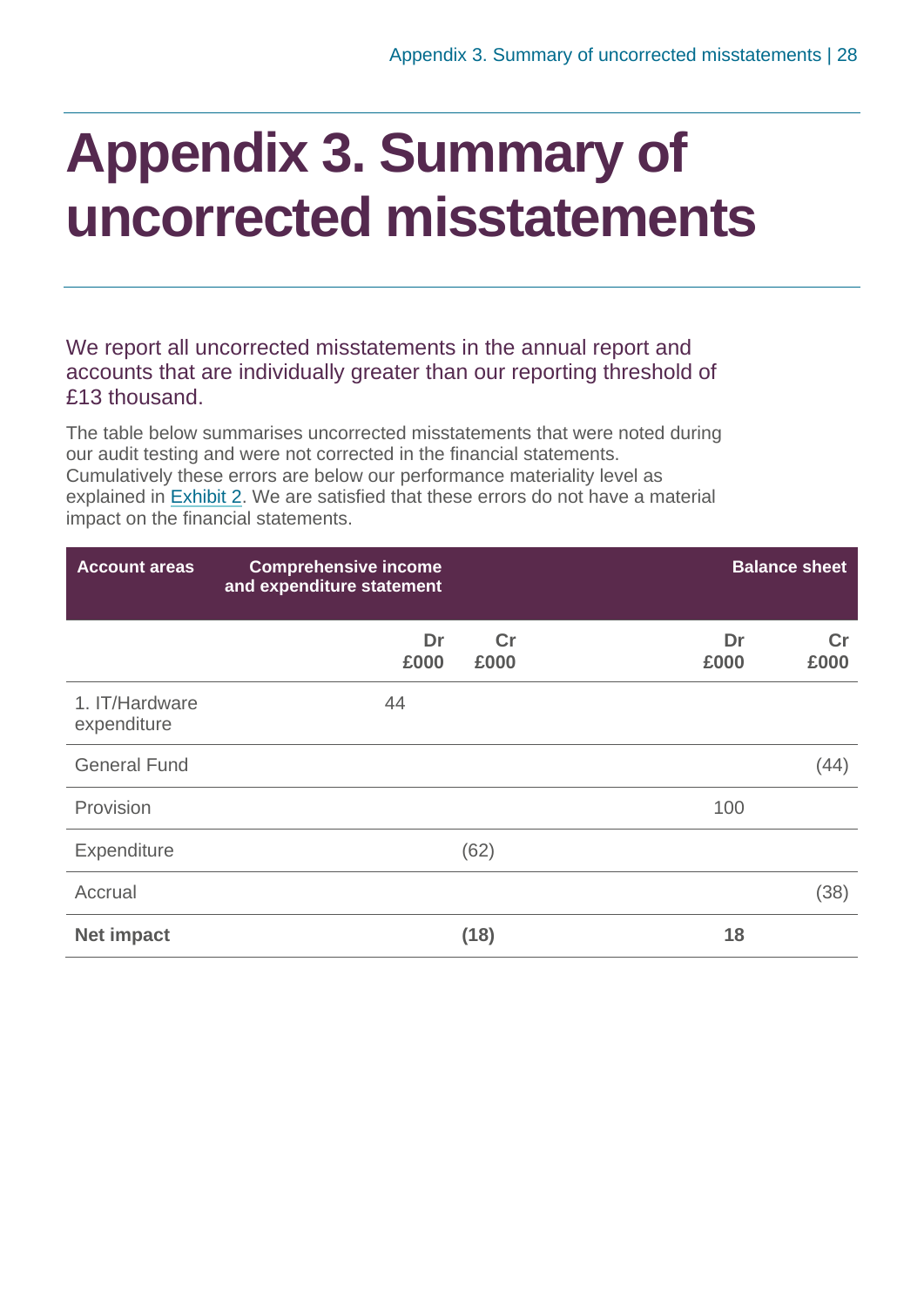# Appendix 3. Summary of uncorrected misstatements

We report all uncorrected misstatements in the annual report and accounts that are individually greater than our reporting threshold of £13 thousand.

The table below summarises uncorrected misstatements that were noted during our audit testing and were not corrected in the financial statements. Cumulatively these errors are below our performance materiality level as explained in Exhibit 2. We are satisfied that these errors do not have a material impact on the financial statements.

| Account areas | Comprehensive income and expenditure statement | | Balance sheet | |
|---|---|---|---|---|
| | Dr £000 | Cr £000 | Dr £000 | Cr £000 |
| 1. IT/Hardware expenditure | 44 | | | |
| General Fund | | | | (44) |
| Provision | | | 100 | |
| Expenditure | | (62) | | |
| Accrual | | | | (38) |
| **Net impact** | | **(18)** | **18** | |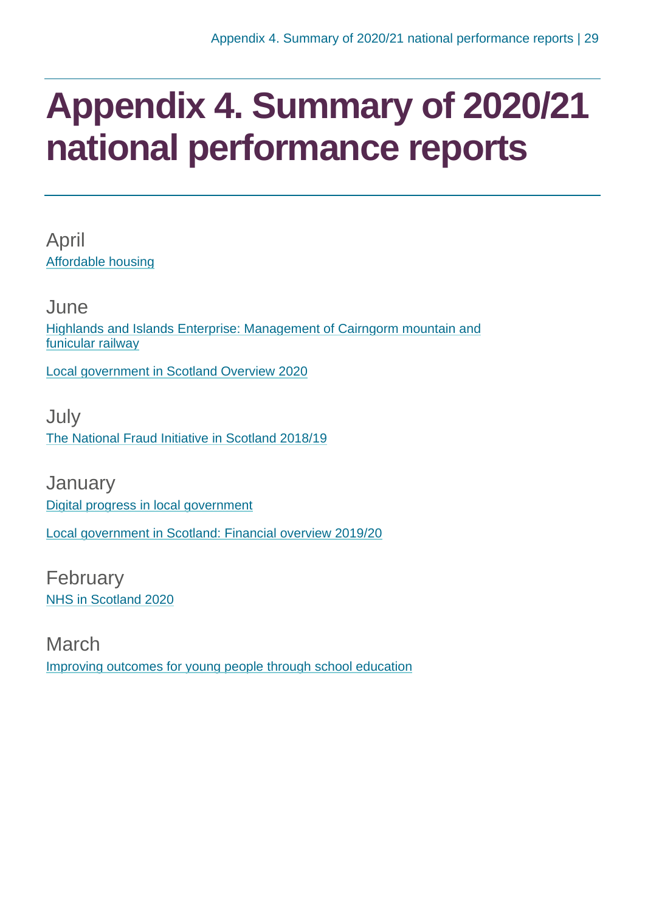# Appendix 4. Summary of 2020/21 national performance reports

April

Affordable housing

June

Highlands and Islands Enterprise: Management of Cairngorm mountain and funicular railway

Local government in Scotland Overview 2020

July

The National Fraud Initiative in Scotland 2018/19

January

Digital progress in local government

Local government in Scotland: Financial overview 2019/20

February

NHS in Scotland 2020

March

Improving outcomes for young people through school education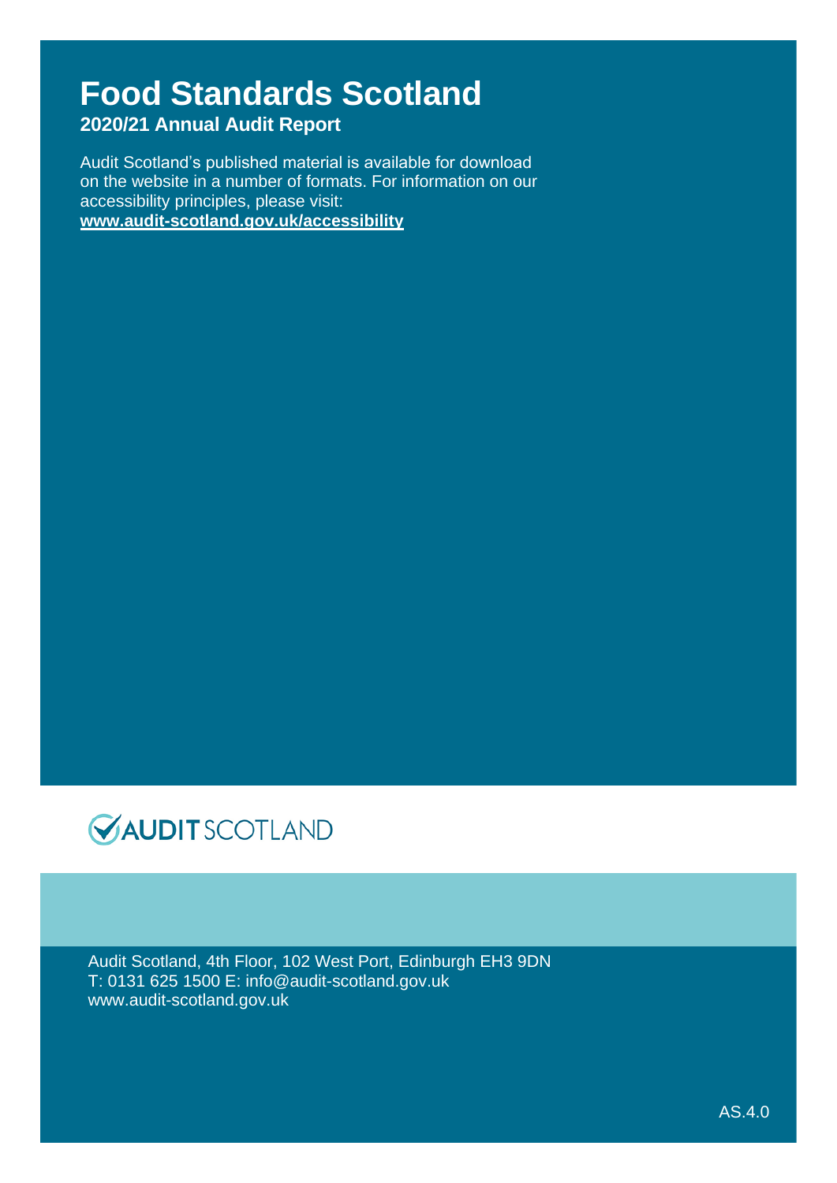# Food Standards Scotland

## 2020/21 Annual Audit Report

Audit Scotland's published material is available for download on the website in a number of formats. For information on our accessibility principles, please visit:
**www.audit-scotland.gov.uk/accessibility**

AUDIT SCOTLAND

Audit Scotland, 4th Floor, 102 West Port, Edinburgh EH3 9DN
T: 0131 625 1500 E: info@audit-scotland.gov.uk
www.audit-scotland.gov.uk

AS.4.0